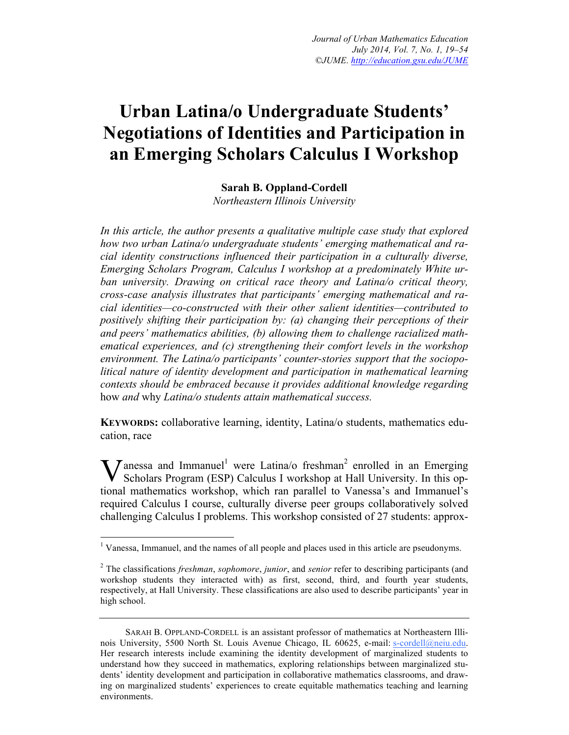# Urban Latina/o Undergraduate Students' Negotiations of Identities and Participation in an Emerging Scholars Calculus I Workshop

**Sarah B. Oppland-Cordell**
*Northeastern Illinois University*

*In this article, the author presents a qualitative multiple case study that explored how two urban Latina/o undergraduate students' emerging mathematical and racial identity constructions influenced their participation in a culturally diverse, Emerging Scholars Program, Calculus I workshop at a predominately White urban university. Drawing on critical race theory and Latina/o critical theory, cross-case analysis illustrates that participants' emerging mathematical and racial identities—co-constructed with their other salient identities—contributed to positively shifting their participation by: (a) changing their perceptions of their and peers' mathematics abilities, (b) allowing them to challenge racialized mathematical experiences, and (c) strengthening their comfort levels in the workshop environment. The Latina/o participants' counter-stories support that the sociopolitical nature of identity development and participation in mathematical learning contexts should be embraced because it provides additional knowledge regarding* how *and* why *Latina/o students attain mathematical success.*

**KEYWORDS:** collaborative learning, identity, Latina/o students, mathematics education, race

Vanessa and Immanuel[1] were Latina/o freshman[2] enrolled in an Emerging Scholars Program (ESP) Calculus I workshop at Hall University. In this optional mathematics workshop, which ran parallel to Vanessa's and Immanuel's required Calculus I course, culturally diverse peer groups collaboratively solved challenging Calculus I problems. This workshop consisted of 27 students: approx-

---

[1] Vanessa, Immanuel, and the names of all people and places used in this article are pseudonyms.

[2] The classifications *freshman*, *sophomore*, *junior*, and *senior* refer to describing participants (and workshop students they interacted with) as first, second, third, and fourth year students, respectively, at Hall University. These classifications are also used to describe participants' year in high school.

---

SARAH B. OPPLAND-CORDELL is an assistant professor of mathematics at Northeastern Illinois University, 5500 North St. Louis Avenue Chicago, IL 60625, e-mail: s-cordell@neiu.edu. Her research interests include examining the identity development of marginalized students to understand how they succeed in mathematics, exploring relationships between marginalized students' identity development and participation in collaborative mathematics classrooms, and drawing on marginalized students' experiences to create equitable mathematics teaching and learning environments.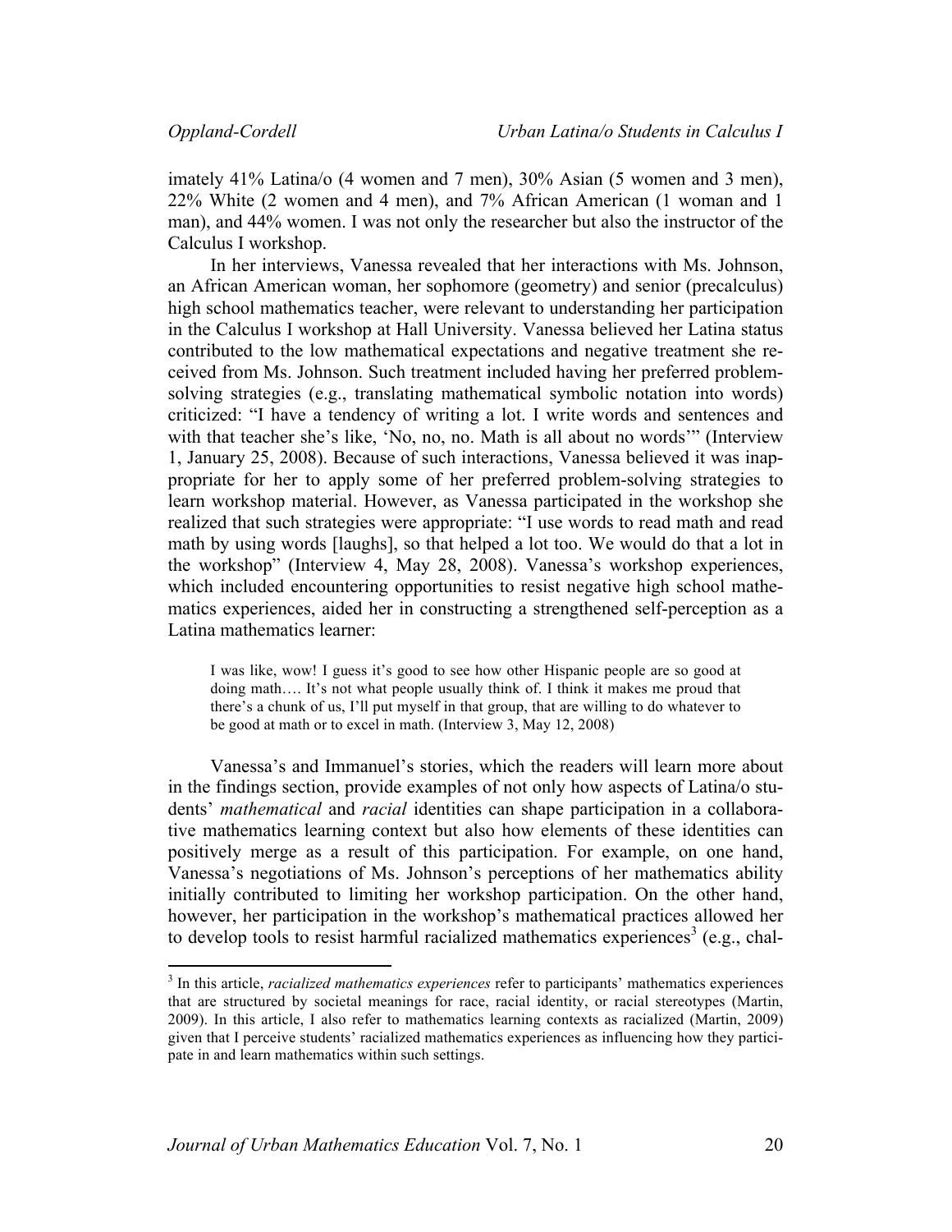imately 41% Latina/o (4 women and 7 men), 30% Asian (5 women and 3 men), 22% White (2 women and 4 men), and 7% African American (1 woman and 1 man), and 44% women. I was not only the researcher but also the instructor of the Calculus I workshop.

In her interviews, Vanessa revealed that her interactions with Ms. Johnson, an African American woman, her sophomore (geometry) and senior (precalculus) high school mathematics teacher, were relevant to understanding her participation in the Calculus I workshop at Hall University. Vanessa believed her Latina status contributed to the low mathematical expectations and negative treatment she received from Ms. Johnson. Such treatment included having her preferred problem-solving strategies (e.g., translating mathematical symbolic notation into words) criticized: "I have a tendency of writing a lot. I write words and sentences and with that teacher she's like, 'No, no, no. Math is all about no words'" (Interview 1, January 25, 2008). Because of such interactions, Vanessa believed it was inappropriate for her to apply some of her preferred problem-solving strategies to learn workshop material. However, as Vanessa participated in the workshop she realized that such strategies were appropriate: "I use words to read math and read math by using words [laughs], so that helped a lot too. We would do that a lot in the workshop" (Interview 4, May 28, 2008). Vanessa's workshop experiences, which included encountering opportunities to resist negative high school mathematics experiences, aided her in constructing a strengthened self-perception as a Latina mathematics learner:

> I was like, wow! I guess it's good to see how other Hispanic people are so good at doing math…. It's not what people usually think of. I think it makes me proud that there's a chunk of us, I'll put myself in that group, that are willing to do whatever to be good at math or to excel in math. (Interview 3, May 12, 2008)

Vanessa's and Immanuel's stories, which the readers will learn more about in the findings section, provide examples of not only how aspects of Latina/o students' *mathematical* and *racial* identities can shape participation in a collaborative mathematics learning context but also how elements of these identities can positively merge as a result of this participation. For example, on one hand, Vanessa's negotiations of Ms. Johnson's perceptions of her mathematics ability initially contributed to limiting her workshop participation. On the other hand, however, her participation in the workshop's mathematical practices allowed her to develop tools to resist harmful racialized mathematics experiences[3] (e.g., chal-

[3] In this article, *racialized mathematics experiences* refer to participants' mathematics experiences that are structured by societal meanings for race, racial identity, or racial stereotypes (Martin, 2009). In this article, I also refer to mathematics learning contexts as racialized (Martin, 2009) given that I perceive students' racialized mathematics experiences as influencing how they participate in and learn mathematics within such settings.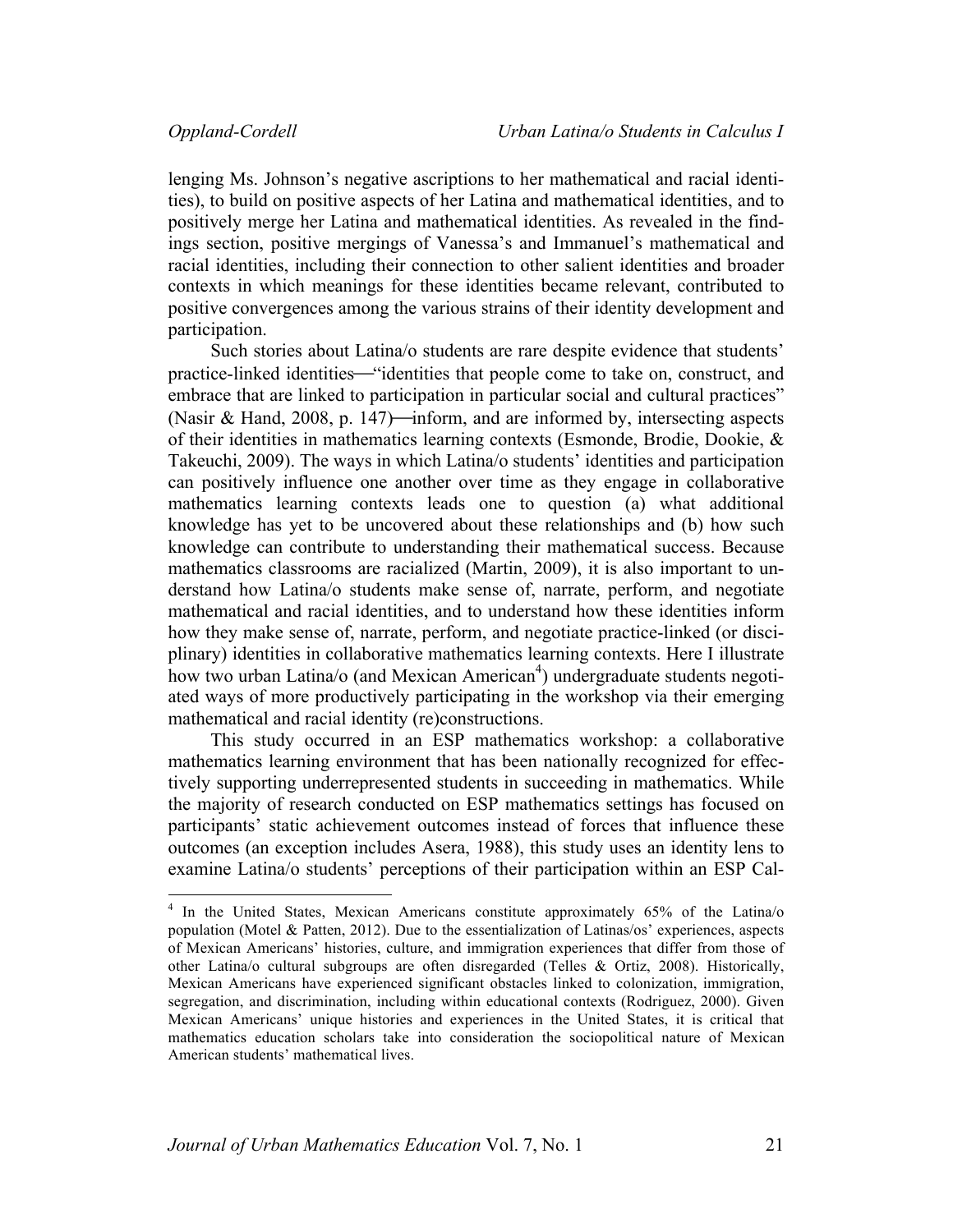lenging Ms. Johnson's negative ascriptions to her mathematical and racial identities), to build on positive aspects of her Latina and mathematical identities, and to positively merge her Latina and mathematical identities. As revealed in the findings section, positive mergings of Vanessa's and Immanuel's mathematical and racial identities, including their connection to other salient identities and broader contexts in which meanings for these identities became relevant, contributed to positive convergences among the various strains of their identity development and participation.

Such stories about Latina/o students are rare despite evidence that students' practice-linked identities—"identities that people come to take on, construct, and embrace that are linked to participation in particular social and cultural practices" (Nasir & Hand, 2008, p. 147)—inform, and are informed by, intersecting aspects of their identities in mathematics learning contexts (Esmonde, Brodie, Dookie, & Takeuchi, 2009). The ways in which Latina/o students' identities and participation can positively influence one another over time as they engage in collaborative mathematics learning contexts leads one to question (a) what additional knowledge has yet to be uncovered about these relationships and (b) how such knowledge can contribute to understanding their mathematical success. Because mathematics classrooms are racialized (Martin, 2009), it is also important to understand how Latina/o students make sense of, narrate, perform, and negotiate mathematical and racial identities, and to understand how these identities inform how they make sense of, narrate, perform, and negotiate practice-linked (or disciplinary) identities in collaborative mathematics learning contexts. Here I illustrate how two urban Latina/o (and Mexican American[4]) undergraduate students negotiated ways of more productively participating in the workshop via their emerging mathematical and racial identity (re)constructions.

This study occurred in an ESP mathematics workshop: a collaborative mathematics learning environment that has been nationally recognized for effectively supporting underrepresented students in succeeding in mathematics. While the majority of research conducted on ESP mathematics settings has focused on participants' static achievement outcomes instead of forces that influence these outcomes (an exception includes Asera, 1988), this study uses an identity lens to examine Latina/o students' perceptions of their participation within an ESP Cal-

[4] In the United States, Mexican Americans constitute approximately 65% of the Latina/o population (Motel & Patten, 2012). Due to the essentialization of Latinas/os' experiences, aspects of Mexican Americans' histories, culture, and immigration experiences that differ from those of other Latina/o cultural subgroups are often disregarded (Telles & Ortiz, 2008). Historically, Mexican Americans have experienced significant obstacles linked to colonization, immigration, segregation, and discrimination, including within educational contexts (Rodriguez, 2000). Given Mexican Americans' unique histories and experiences in the United States, it is critical that mathematics education scholars take into consideration the sociopolitical nature of Mexican American students' mathematical lives.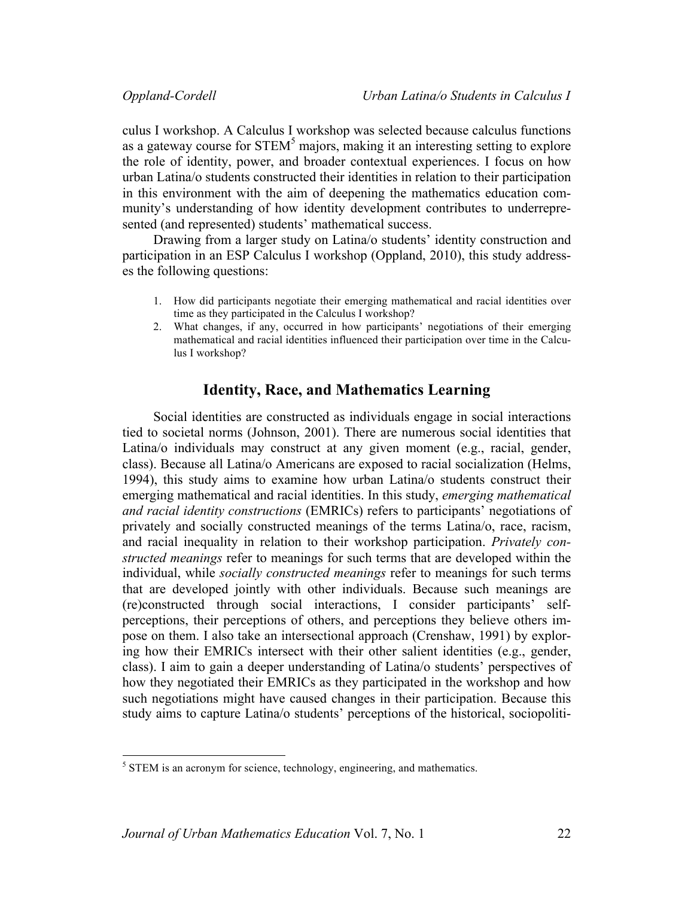culus I workshop. A Calculus I workshop was selected because calculus functions as a gateway course for STEM[5] majors, making it an interesting setting to explore the role of identity, power, and broader contextual experiences. I focus on how urban Latina/o students constructed their identities in relation to their participation in this environment with the aim of deepening the mathematics education community's understanding of how identity development contributes to underrepresented (and represented) students' mathematical success.

Drawing from a larger study on Latina/o students' identity construction and participation in an ESP Calculus I workshop (Oppland, 2010), this study addresses the following questions:

1. How did participants negotiate their emerging mathematical and racial identities over time as they participated in the Calculus I workshop?
2. What changes, if any, occurred in how participants' negotiations of their emerging mathematical and racial identities influenced their participation over time in the Calculus I workshop?

## Identity, Race, and Mathematics Learning

Social identities are constructed as individuals engage in social interactions tied to societal norms (Johnson, 2001). There are numerous social identities that Latina/o individuals may construct at any given moment (e.g., racial, gender, class). Because all Latina/o Americans are exposed to racial socialization (Helms, 1994), this study aims to examine how urban Latina/o students construct their emerging mathematical and racial identities. In this study, *emerging mathematical and racial identity constructions* (EMRICs) refers to participants' negotiations of privately and socially constructed meanings of the terms Latina/o, race, racism, and racial inequality in relation to their workshop participation. *Privately constructed meanings* refer to meanings for such terms that are developed within the individual, while *socially constructed meanings* refer to meanings for such terms that are developed jointly with other individuals. Because such meanings are (re)constructed through social interactions, I consider participants' self-perceptions, their perceptions of others, and perceptions they believe others impose on them. I also take an intersectional approach (Crenshaw, 1991) by exploring how their EMRICs intersect with their other salient identities (e.g., gender, class). I aim to gain a deeper understanding of Latina/o students' perspectives of how they negotiated their EMRICs as they participated in the workshop and how such negotiations might have caused changes in their participation. Because this study aims to capture Latina/o students' perceptions of the historical, sociopoliti-

[5] STEM is an acronym for science, technology, engineering, and mathematics.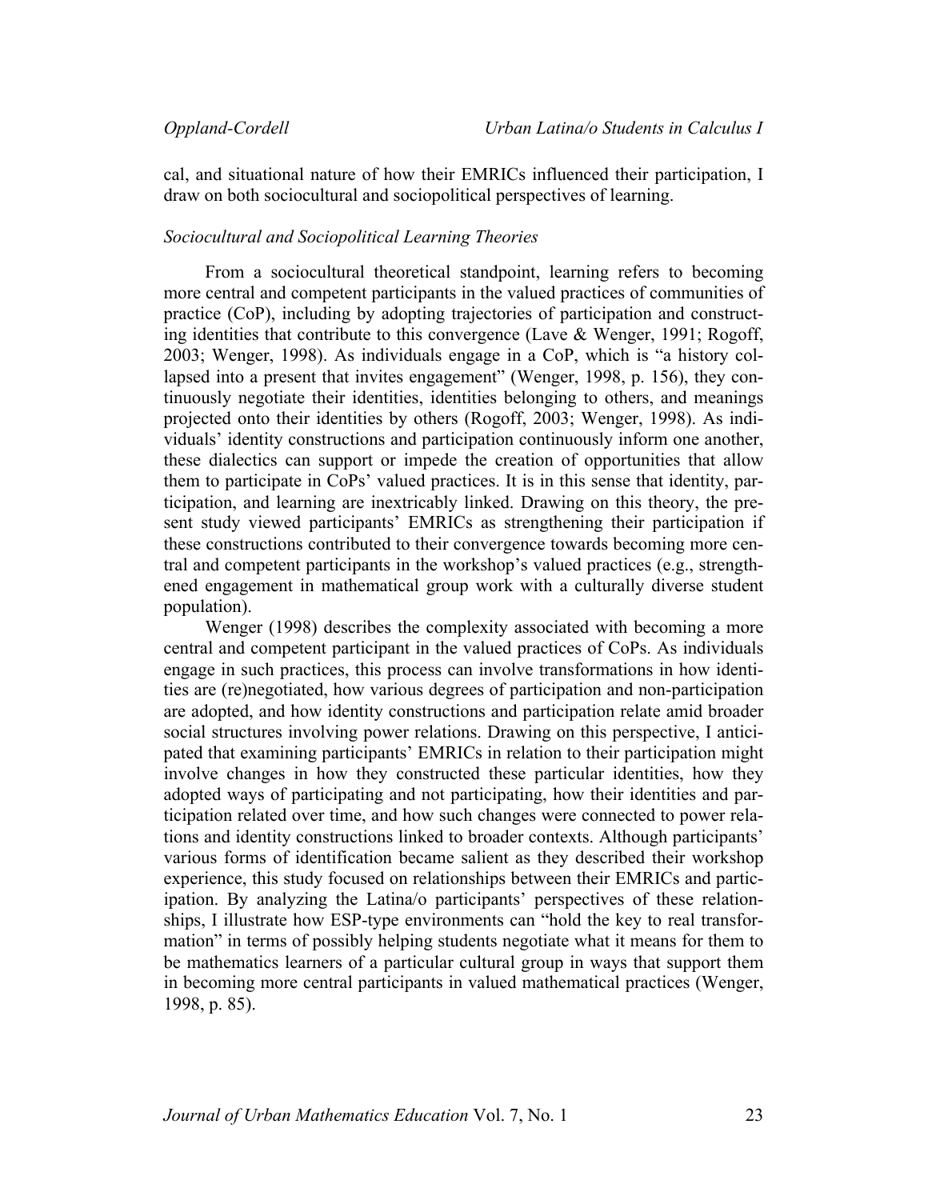cal, and situational nature of how their EMRICs influenced their participation, I draw on both sociocultural and sociopolitical perspectives of learning.

### *Sociocultural and Sociopolitical Learning Theories*

From a sociocultural theoretical standpoint, learning refers to becoming more central and competent participants in the valued practices of communities of practice (CoP), including by adopting trajectories of participation and constructing identities that contribute to this convergence (Lave & Wenger, 1991; Rogoff, 2003; Wenger, 1998). As individuals engage in a CoP, which is "a history collapsed into a present that invites engagement" (Wenger, 1998, p. 156), they continuously negotiate their identities, identities belonging to others, and meanings projected onto their identities by others (Rogoff, 2003; Wenger, 1998). As individuals' identity constructions and participation continuously inform one another, these dialectics can support or impede the creation of opportunities that allow them to participate in CoPs' valued practices. It is in this sense that identity, participation, and learning are inextricably linked. Drawing on this theory, the present study viewed participants' EMRICs as strengthening their participation if these constructions contributed to their convergence towards becoming more central and competent participants in the workshop's valued practices (e.g., strengthened engagement in mathematical group work with a culturally diverse student population).

Wenger (1998) describes the complexity associated with becoming a more central and competent participant in the valued practices of CoPs. As individuals engage in such practices, this process can involve transformations in how identities are (re)negotiated, how various degrees of participation and non-participation are adopted, and how identity constructions and participation relate amid broader social structures involving power relations. Drawing on this perspective, I anticipated that examining participants' EMRICs in relation to their participation might involve changes in how they constructed these particular identities, how they adopted ways of participating and not participating, how their identities and participation related over time, and how such changes were connected to power relations and identity constructions linked to broader contexts. Although participants' various forms of identification became salient as they described their workshop experience, this study focused on relationships between their EMRICs and participation. By analyzing the Latina/o participants' perspectives of these relationships, I illustrate how ESP-type environments can "hold the key to real transformation" in terms of possibly helping students negotiate what it means for them to be mathematics learners of a particular cultural group in ways that support them in becoming more central participants in valued mathematical practices (Wenger, 1998, p. 85).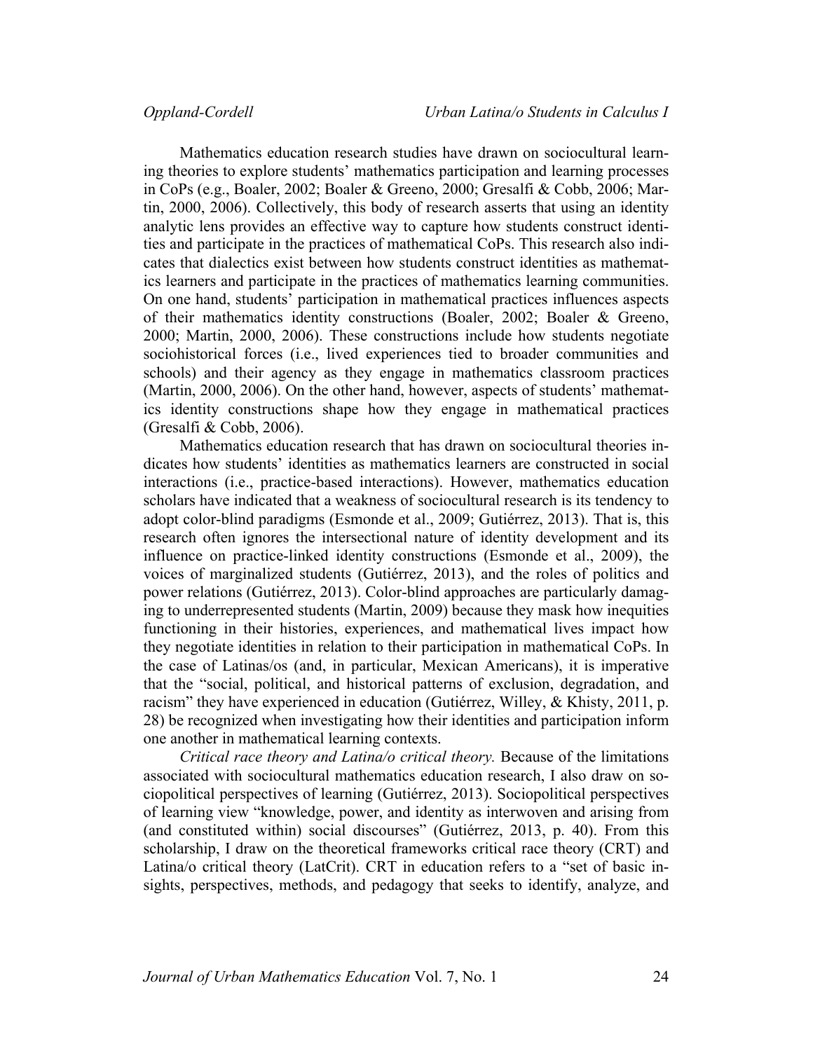Mathematics education research studies have drawn on sociocultural learning theories to explore students' mathematics participation and learning processes in CoPs (e.g., Boaler, 2002; Boaler & Greeno, 2000; Gresalfi & Cobb, 2006; Martin, 2000, 2006). Collectively, this body of research asserts that using an identity analytic lens provides an effective way to capture how students construct identities and participate in the practices of mathematical CoPs. This research also indicates that dialectics exist between how students construct identities as mathematics learners and participate in the practices of mathematics learning communities. On one hand, students' participation in mathematical practices influences aspects of their mathematics identity constructions (Boaler, 2002; Boaler & Greeno, 2000; Martin, 2000, 2006). These constructions include how students negotiate sociohistorical forces (i.e., lived experiences tied to broader communities and schools) and their agency as they engage in mathematics classroom practices (Martin, 2000, 2006). On the other hand, however, aspects of students' mathematics identity constructions shape how they engage in mathematical practices (Gresalfi & Cobb, 2006).

Mathematics education research that has drawn on sociocultural theories indicates how students' identities as mathematics learners are constructed in social interactions (i.e., practice-based interactions). However, mathematics education scholars have indicated that a weakness of sociocultural research is its tendency to adopt color-blind paradigms (Esmonde et al., 2009; Gutiérrez, 2013). That is, this research often ignores the intersectional nature of identity development and its influence on practice-linked identity constructions (Esmonde et al., 2009), the voices of marginalized students (Gutiérrez, 2013), and the roles of politics and power relations (Gutiérrez, 2013). Color-blind approaches are particularly damaging to underrepresented students (Martin, 2009) because they mask how inequities functioning in their histories, experiences, and mathematical lives impact how they negotiate identities in relation to their participation in mathematical CoPs. In the case of Latinas/os (and, in particular, Mexican Americans), it is imperative that the "social, political, and historical patterns of exclusion, degradation, and racism" they have experienced in education (Gutiérrez, Willey, & Khisty, 2011, p. 28) be recognized when investigating how their identities and participation inform one another in mathematical learning contexts.

*Critical race theory and Latina/o critical theory.* Because of the limitations associated with sociocultural mathematics education research, I also draw on sociopolitical perspectives of learning (Gutiérrez, 2013). Sociopolitical perspectives of learning view "knowledge, power, and identity as interwoven and arising from (and constituted within) social discourses" (Gutiérrez, 2013, p. 40). From this scholarship, I draw on the theoretical frameworks critical race theory (CRT) and Latina/o critical theory (LatCrit). CRT in education refers to a "set of basic insights, perspectives, methods, and pedagogy that seeks to identify, analyze, and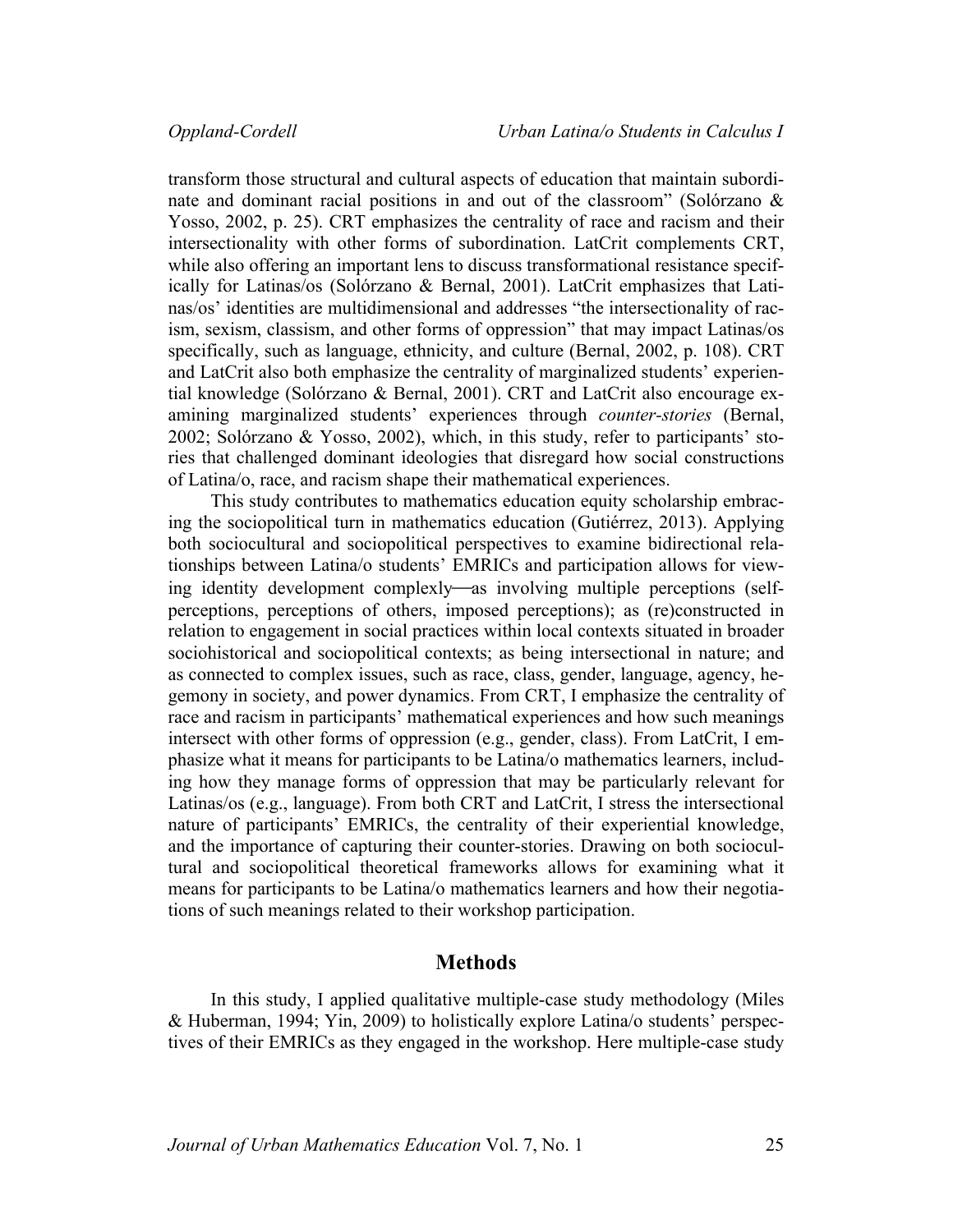transform those structural and cultural aspects of education that maintain subordinate and dominant racial positions in and out of the classroom" (Solórzano & Yosso, 2002, p. 25). CRT emphasizes the centrality of race and racism and their intersectionality with other forms of subordination. LatCrit complements CRT, while also offering an important lens to discuss transformational resistance specifically for Latinas/os (Solórzano & Bernal, 2001). LatCrit emphasizes that Latinas/os' identities are multidimensional and addresses "the intersectionality of racism, sexism, classism, and other forms of oppression" that may impact Latinas/os specifically, such as language, ethnicity, and culture (Bernal, 2002, p. 108). CRT and LatCrit also both emphasize the centrality of marginalized students' experiential knowledge (Solórzano & Bernal, 2001). CRT and LatCrit also encourage examining marginalized students' experiences through *counter-stories* (Bernal, 2002; Solórzano & Yosso, 2002), which, in this study, refer to participants' stories that challenged dominant ideologies that disregard how social constructions of Latina/o, race, and racism shape their mathematical experiences.

This study contributes to mathematics education equity scholarship embracing the sociopolitical turn in mathematics education (Gutiérrez, 2013). Applying both sociocultural and sociopolitical perspectives to examine bidirectional relationships between Latina/o students' EMRICs and participation allows for viewing identity development complexly—as involving multiple perceptions (self-perceptions, perceptions of others, imposed perceptions); as (re)constructed in relation to engagement in social practices within local contexts situated in broader sociohistorical and sociopolitical contexts; as being intersectional in nature; and as connected to complex issues, such as race, class, gender, language, agency, hegemony in society, and power dynamics. From CRT, I emphasize the centrality of race and racism in participants' mathematical experiences and how such meanings intersect with other forms of oppression (e.g., gender, class). From LatCrit, I emphasize what it means for participants to be Latina/o mathematics learners, including how they manage forms of oppression that may be particularly relevant for Latinas/os (e.g., language). From both CRT and LatCrit, I stress the intersectional nature of participants' EMRICs, the centrality of their experiential knowledge, and the importance of capturing their counter-stories. Drawing on both sociocultural and sociopolitical theoretical frameworks allows for examining what it means for participants to be Latina/o mathematics learners and how their negotiations of such meanings related to their workshop participation.

## Methods

In this study, I applied qualitative multiple-case study methodology (Miles & Huberman, 1994; Yin, 2009) to holistically explore Latina/o students' perspectives of their EMRICs as they engaged in the workshop. Here multiple-case study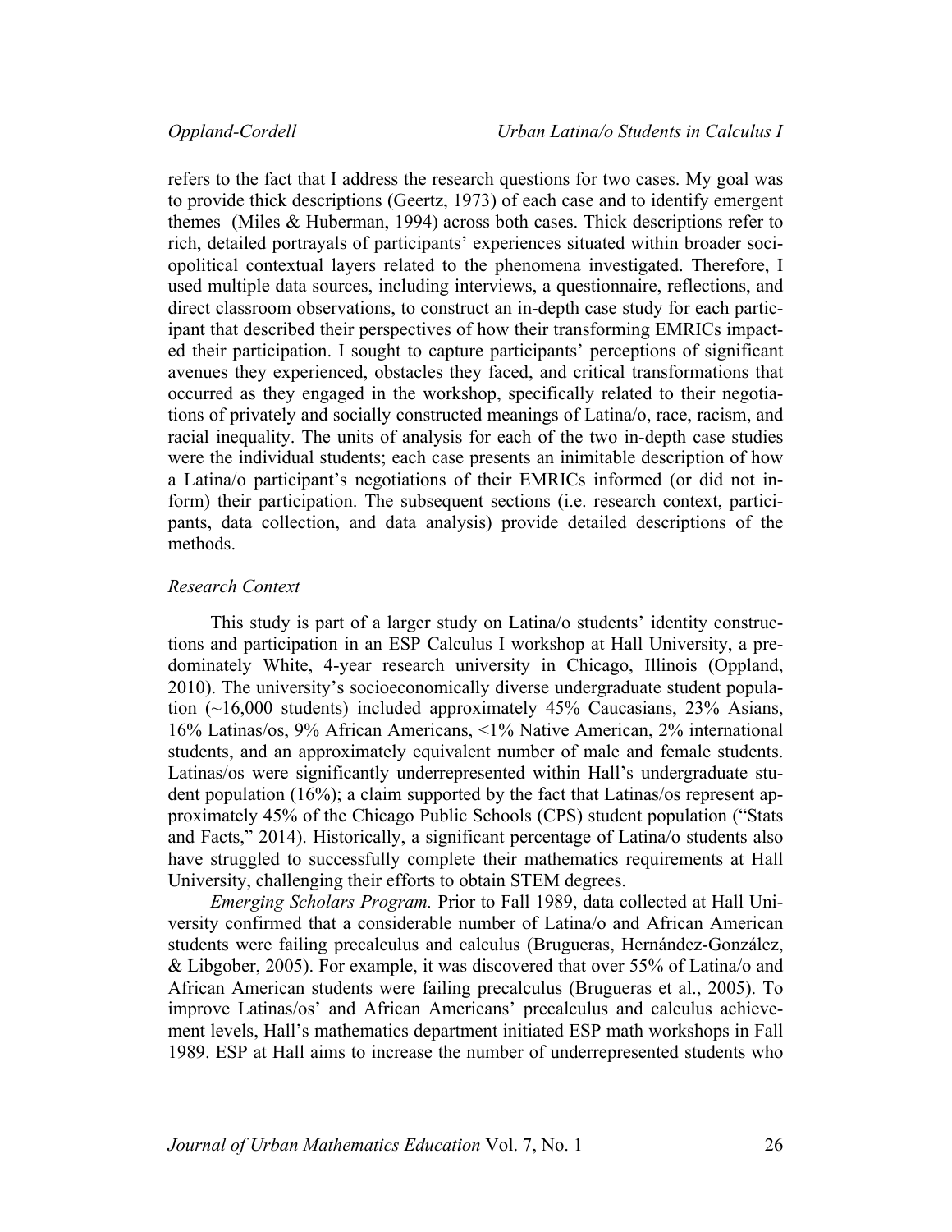refers to the fact that I address the research questions for two cases. My goal was to provide thick descriptions (Geertz, 1973) of each case and to identify emergent themes (Miles & Huberman, 1994) across both cases. Thick descriptions refer to rich, detailed portrayals of participants' experiences situated within broader sociopolitical contextual layers related to the phenomena investigated. Therefore, I used multiple data sources, including interviews, a questionnaire, reflections, and direct classroom observations, to construct an in-depth case study for each participant that described their perspectives of how their transforming EMRICs impacted their participation. I sought to capture participants' perceptions of significant avenues they experienced, obstacles they faced, and critical transformations that occurred as they engaged in the workshop, specifically related to their negotiations of privately and socially constructed meanings of Latina/o, race, racism, and racial inequality. The units of analysis for each of the two in-depth case studies were the individual students; each case presents an inimitable description of how a Latina/o participant's negotiations of their EMRICs informed (or did not inform) their participation. The subsequent sections (i.e. research context, participants, data collection, and data analysis) provide detailed descriptions of the methods.

### *Research Context*

This study is part of a larger study on Latina/o students' identity constructions and participation in an ESP Calculus I workshop at Hall University, a predominately White, 4-year research university in Chicago, Illinois (Oppland, 2010). The university's socioeconomically diverse undergraduate student population (~16,000 students) included approximately 45% Caucasians, 23% Asians, 16% Latinas/os, 9% African Americans, <1% Native American, 2% international students, and an approximately equivalent number of male and female students. Latinas/os were significantly underrepresented within Hall's undergraduate student population (16%); a claim supported by the fact that Latinas/os represent approximately 45% of the Chicago Public Schools (CPS) student population ("Stats and Facts," 2014). Historically, a significant percentage of Latina/o students also have struggled to successfully complete their mathematics requirements at Hall University, challenging their efforts to obtain STEM degrees.

*Emerging Scholars Program.* Prior to Fall 1989, data collected at Hall University confirmed that a considerable number of Latina/o and African American students were failing precalculus and calculus (Brugueras, Hernández-González, & Libgober, 2005). For example, it was discovered that over 55% of Latina/o and African American students were failing precalculus (Brugueras et al., 2005). To improve Latinas/os' and African Americans' precalculus and calculus achievement levels, Hall's mathematics department initiated ESP math workshops in Fall 1989. ESP at Hall aims to increase the number of underrepresented students who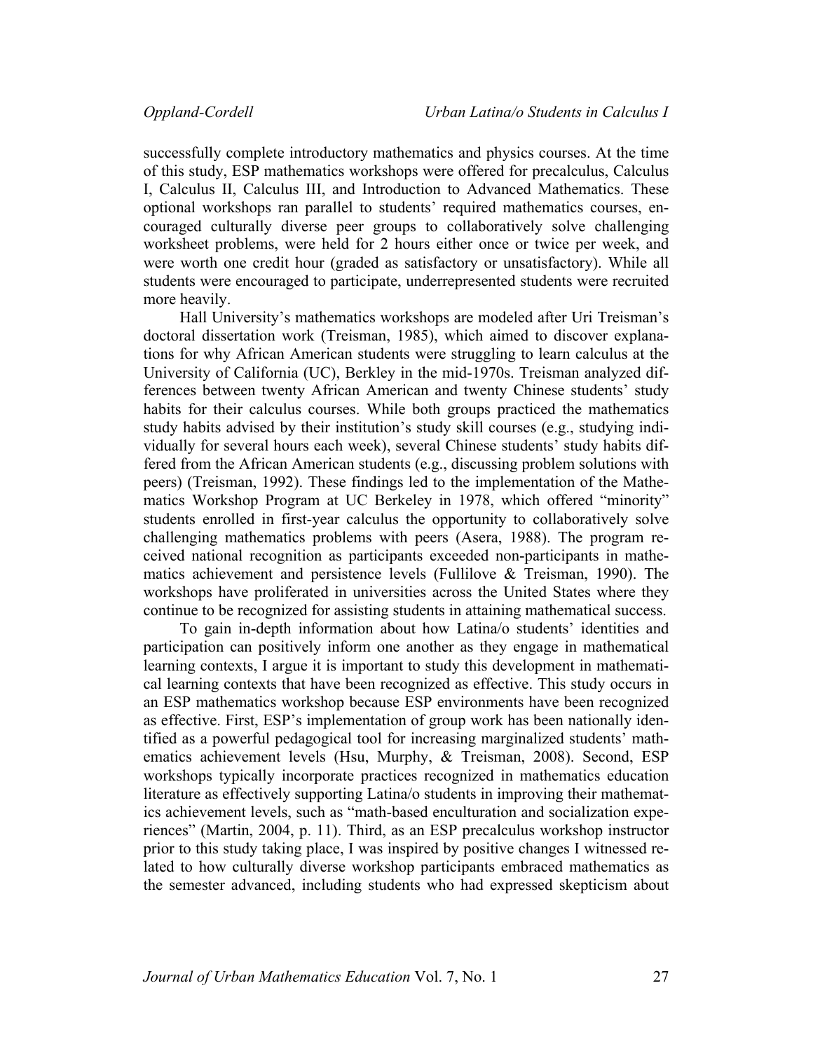successfully complete introductory mathematics and physics courses. At the time of this study, ESP mathematics workshops were offered for precalculus, Calculus I, Calculus II, Calculus III, and Introduction to Advanced Mathematics. These optional workshops ran parallel to students' required mathematics courses, encouraged culturally diverse peer groups to collaboratively solve challenging worksheet problems, were held for 2 hours either once or twice per week, and were worth one credit hour (graded as satisfactory or unsatisfactory). While all students were encouraged to participate, underrepresented students were recruited more heavily.

Hall University's mathematics workshops are modeled after Uri Treisman's doctoral dissertation work (Treisman, 1985), which aimed to discover explanations for why African American students were struggling to learn calculus at the University of California (UC), Berkley in the mid-1970s. Treisman analyzed differences between twenty African American and twenty Chinese students' study habits for their calculus courses. While both groups practiced the mathematics study habits advised by their institution's study skill courses (e.g., studying individually for several hours each week), several Chinese students' study habits differed from the African American students (e.g., discussing problem solutions with peers) (Treisman, 1992). These findings led to the implementation of the Mathematics Workshop Program at UC Berkeley in 1978, which offered "minority" students enrolled in first-year calculus the opportunity to collaboratively solve challenging mathematics problems with peers (Asera, 1988). The program received national recognition as participants exceeded non-participants in mathematics achievement and persistence levels (Fullilove & Treisman, 1990). The workshops have proliferated in universities across the United States where they continue to be recognized for assisting students in attaining mathematical success.

To gain in-depth information about how Latina/o students' identities and participation can positively inform one another as they engage in mathematical learning contexts, I argue it is important to study this development in mathematical learning contexts that have been recognized as effective. This study occurs in an ESP mathematics workshop because ESP environments have been recognized as effective. First, ESP's implementation of group work has been nationally identified as a powerful pedagogical tool for increasing marginalized students' mathematics achievement levels (Hsu, Murphy, & Treisman, 2008). Second, ESP workshops typically incorporate practices recognized in mathematics education literature as effectively supporting Latina/o students in improving their mathematics achievement levels, such as "math-based enculturation and socialization experiences" (Martin, 2004, p. 11). Third, as an ESP precalculus workshop instructor prior to this study taking place, I was inspired by positive changes I witnessed related to how culturally diverse workshop participants embraced mathematics as the semester advanced, including students who had expressed skepticism about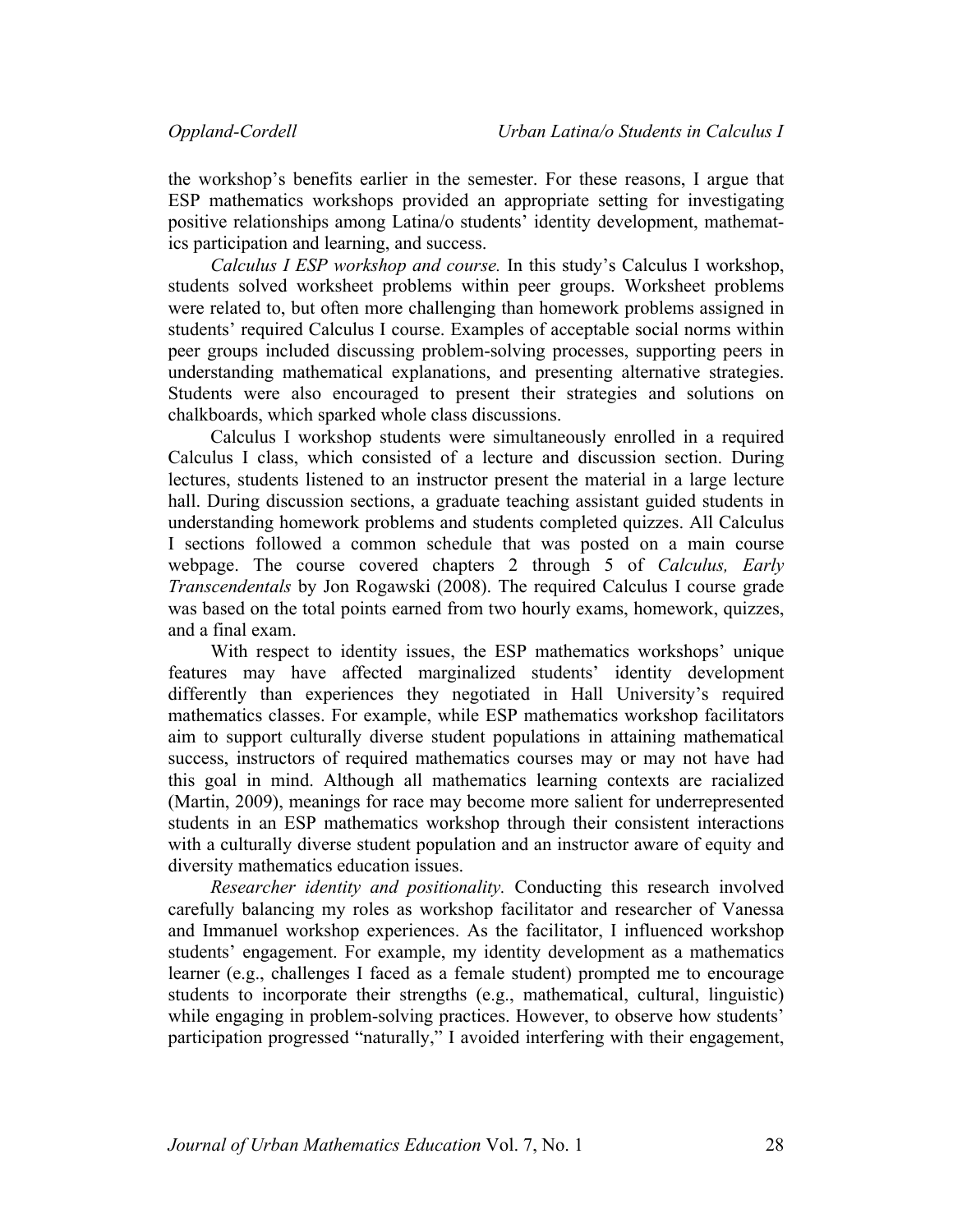the workshop's benefits earlier in the semester. For these reasons, I argue that ESP mathematics workshops provided an appropriate setting for investigating positive relationships among Latina/o students' identity development, mathematics participation and learning, and success.

*Calculus I ESP workshop and course.* In this study's Calculus I workshop, students solved worksheet problems within peer groups. Worksheet problems were related to, but often more challenging than homework problems assigned in students' required Calculus I course. Examples of acceptable social norms within peer groups included discussing problem-solving processes, supporting peers in understanding mathematical explanations, and presenting alternative strategies. Students were also encouraged to present their strategies and solutions on chalkboards, which sparked whole class discussions.

Calculus I workshop students were simultaneously enrolled in a required Calculus I class, which consisted of a lecture and discussion section. During lectures, students listened to an instructor present the material in a large lecture hall. During discussion sections, a graduate teaching assistant guided students in understanding homework problems and students completed quizzes. All Calculus I sections followed a common schedule that was posted on a main course webpage. The course covered chapters 2 through 5 of *Calculus, Early Transcendentals* by Jon Rogawski (2008). The required Calculus I course grade was based on the total points earned from two hourly exams, homework, quizzes, and a final exam.

With respect to identity issues, the ESP mathematics workshops' unique features may have affected marginalized students' identity development differently than experiences they negotiated in Hall University's required mathematics classes. For example, while ESP mathematics workshop facilitators aim to support culturally diverse student populations in attaining mathematical success, instructors of required mathematics courses may or may not have had this goal in mind. Although all mathematics learning contexts are racialized (Martin, 2009), meanings for race may become more salient for underrepresented students in an ESP mathematics workshop through their consistent interactions with a culturally diverse student population and an instructor aware of equity and diversity mathematics education issues.

*Researcher identity and positionality.* Conducting this research involved carefully balancing my roles as workshop facilitator and researcher of Vanessa and Immanuel workshop experiences. As the facilitator, I influenced workshop students' engagement. For example, my identity development as a mathematics learner (e.g., challenges I faced as a female student) prompted me to encourage students to incorporate their strengths (e.g., mathematical, cultural, linguistic) while engaging in problem-solving practices. However, to observe how students' participation progressed "naturally," I avoided interfering with their engagement,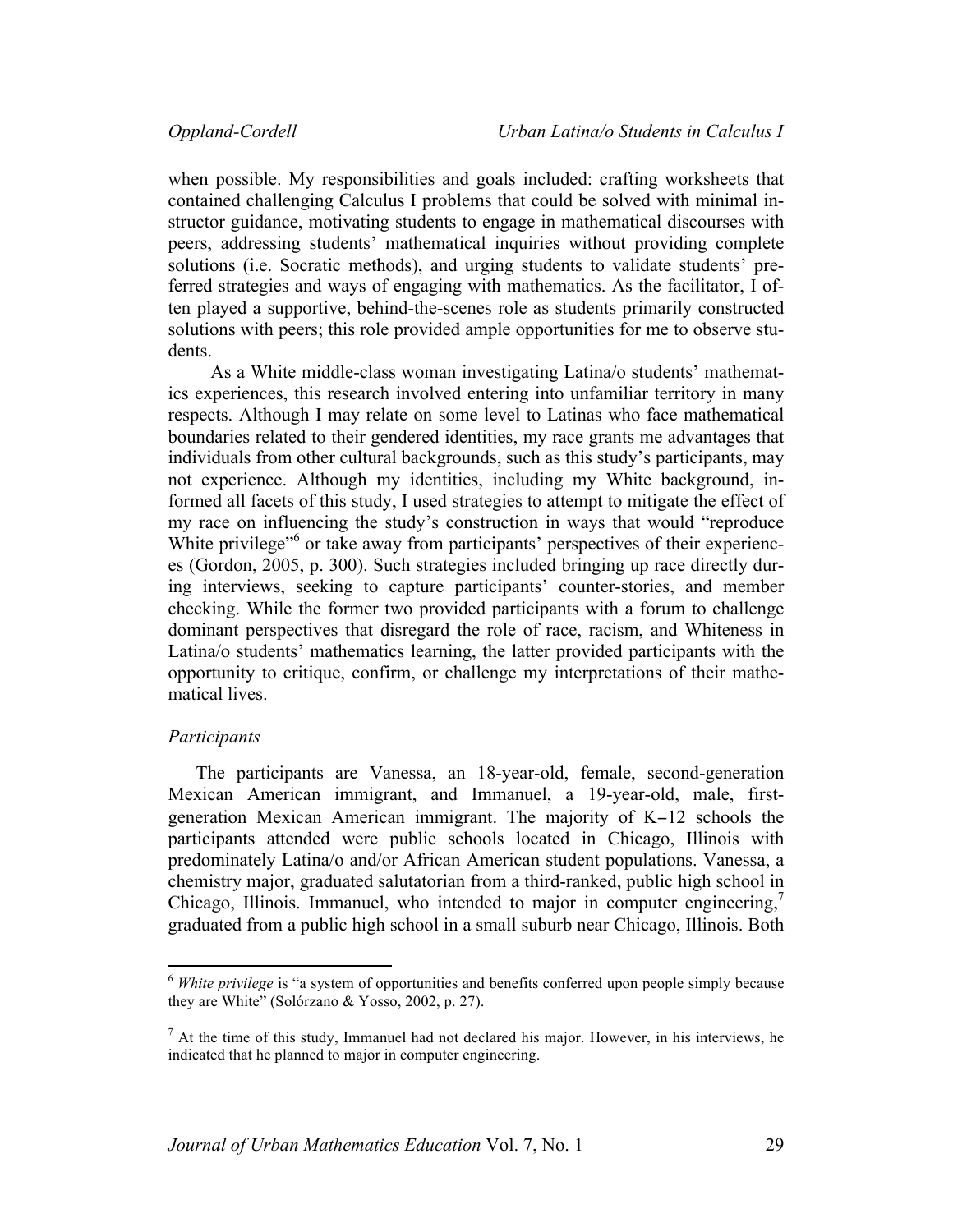when possible. My responsibilities and goals included: crafting worksheets that contained challenging Calculus I problems that could be solved with minimal instructor guidance, motivating students to engage in mathematical discourses with peers, addressing students' mathematical inquiries without providing complete solutions (i.e. Socratic methods), and urging students to validate students' preferred strategies and ways of engaging with mathematics. As the facilitator, I often played a supportive, behind-the-scenes role as students primarily constructed solutions with peers; this role provided ample opportunities for me to observe students.

As a White middle-class woman investigating Latina/o students' mathematics experiences, this research involved entering into unfamiliar territory in many respects. Although I may relate on some level to Latinas who face mathematical boundaries related to their gendered identities, my race grants me advantages that individuals from other cultural backgrounds, such as this study's participants, may not experience. Although my identities, including my White background, informed all facets of this study, I used strategies to attempt to mitigate the effect of my race on influencing the study's construction in ways that would "reproduce White privilege"[6] or take away from participants' perspectives of their experiences (Gordon, 2005, p. 300). Such strategies included bringing up race directly during interviews, seeking to capture participants' counter-stories, and member checking. While the former two provided participants with a forum to challenge dominant perspectives that disregard the role of race, racism, and Whiteness in Latina/o students' mathematics learning, the latter provided participants with the opportunity to critique, confirm, or challenge my interpretations of their mathematical lives.

### *Participants*

The participants are Vanessa, an 18-year-old, female, second-generation Mexican American immigrant, and Immanuel, a 19-year-old, male, first-generation Mexican American immigrant. The majority of K–12 schools the participants attended were public schools located in Chicago, Illinois with predominately Latina/o and/or African American student populations. Vanessa, a chemistry major, graduated salutatorian from a third-ranked, public high school in Chicago, Illinois. Immanuel, who intended to major in computer engineering,[7] graduated from a public high school in a small suburb near Chicago, Illinois. Both

---

[6] *White privilege* is "a system of opportunities and benefits conferred upon people simply because they are White" (Solórzano & Yosso, 2002, p. 27).

[7] At the time of this study, Immanuel had not declared his major. However, in his interviews, he indicated that he planned to major in computer engineering.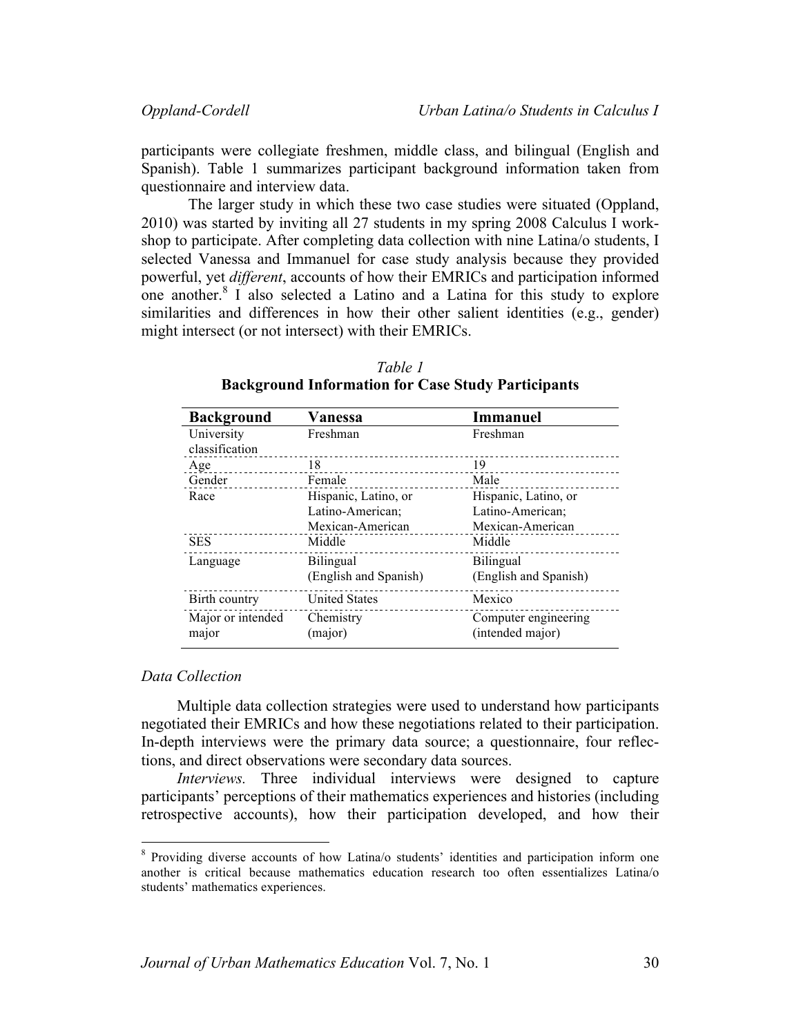participants were collegiate freshmen, middle class, and bilingual (English and Spanish). Table 1 summarizes participant background information taken from questionnaire and interview data.

The larger study in which these two case studies were situated (Oppland, 2010) was started by inviting all 27 students in my spring 2008 Calculus I workshop to participate. After completing data collection with nine Latina/o students, I selected Vanessa and Immanuel for case study analysis because they provided powerful, yet *different*, accounts of how their EMRICs and participation informed one another.[8] I also selected a Latino and a Latina for this study to explore similarities and differences in how their other salient identities (e.g., gender) might intersect (or not intersect) with their EMRICs.

*Table 1*
**Background Information for Case Study Participants**

| Background | Vanessa | Immanuel |
|---|---|---|
| University classification | Freshman | Freshman |
| Age | 18 | 19 |
| Gender | Female | Male |
| Race | Hispanic, Latino, or Latino-American; Mexican-American | Hispanic, Latino, or Latino-American; Mexican-American |
| SES | Middle | Middle |
| Language | Bilingual (English and Spanish) | Bilingual (English and Spanish) |
| Birth country | United States | Mexico |
| Major or intended major | Chemistry (major) | Computer engineering (intended major) |

### *Data Collection*

Multiple data collection strategies were used to understand how participants negotiated their EMRICs and how these negotiations related to their participation. In-depth interviews were the primary data source; a questionnaire, four reflections, and direct observations were secondary data sources.

*Interviews.* Three individual interviews were designed to capture participants' perceptions of their mathematics experiences and histories (including retrospective accounts), how their participation developed, and how their

[8] Providing diverse accounts of how Latina/o students' identities and participation inform one another is critical because mathematics education research too often essentializes Latina/o students' mathematics experiences.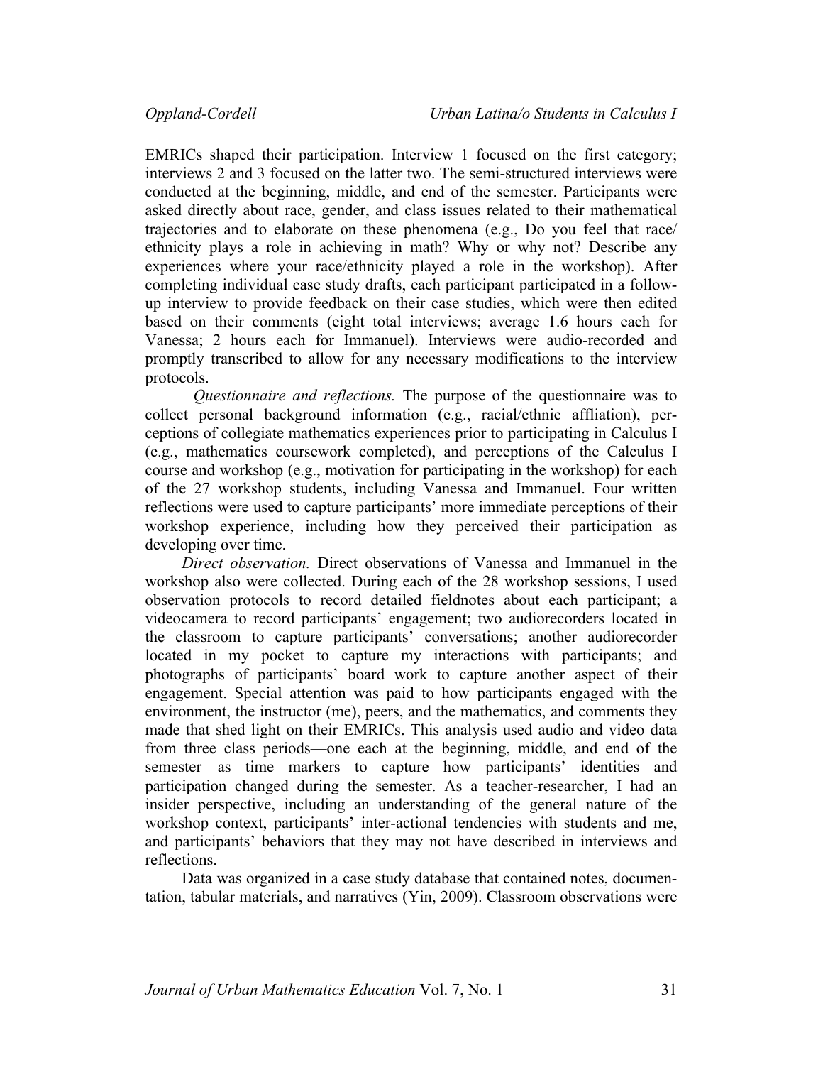EMRICs shaped their participation. Interview 1 focused on the first category; interviews 2 and 3 focused on the latter two. The semi-structured interviews were conducted at the beginning, middle, and end of the semester. Participants were asked directly about race, gender, and class issues related to their mathematical trajectories and to elaborate on these phenomena (e.g., Do you feel that race/ ethnicity plays a role in achieving in math? Why or why not? Describe any experiences where your race/ethnicity played a role in the workshop). After completing individual case study drafts, each participant participated in a follow-up interview to provide feedback on their case studies, which were then edited based on their comments (eight total interviews; average 1.6 hours each for Vanessa; 2 hours each for Immanuel). Interviews were audio-recorded and promptly transcribed to allow for any necessary modifications to the interview protocols.

*Questionnaire and reflections.* The purpose of the questionnaire was to collect personal background information (e.g., racial/ethnic affliation), perceptions of collegiate mathematics experiences prior to participating in Calculus I (e.g., mathematics coursework completed), and perceptions of the Calculus I course and workshop (e.g., motivation for participating in the workshop) for each of the 27 workshop students, including Vanessa and Immanuel. Four written reflections were used to capture participants' more immediate perceptions of their workshop experience, including how they perceived their participation as developing over time.

*Direct observation.* Direct observations of Vanessa and Immanuel in the workshop also were collected. During each of the 28 workshop sessions, I used observation protocols to record detailed fieldnotes about each participant; a videocamera to record participants' engagement; two audiorecorders located in the classroom to capture participants' conversations; another audiorecorder located in my pocket to capture my interactions with participants; and photographs of participants' board work to capture another aspect of their engagement. Special attention was paid to how participants engaged with the environment, the instructor (me), peers, and the mathematics, and comments they made that shed light on their EMRICs. This analysis used audio and video data from three class periods—one each at the beginning, middle, and end of the semester—as time markers to capture how participants' identities and participation changed during the semester. As a teacher-researcher, I had an insider perspective, including an understanding of the general nature of the workshop context, participants' inter-actional tendencies with students and me, and participants' behaviors that they may not have described in interviews and reflections.

Data was organized in a case study database that contained notes, documentation, tabular materials, and narratives (Yin, 2009). Classroom observations were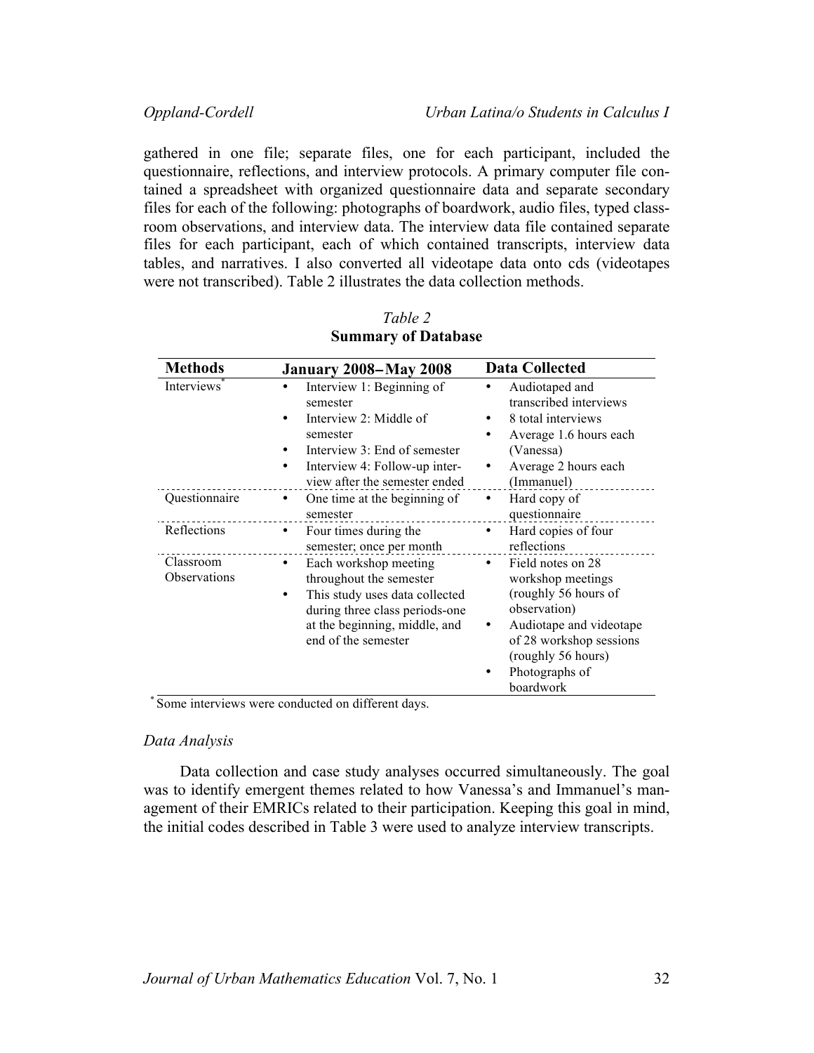gathered in one file; separate files, one for each participant, included the questionnaire, reflections, and interview protocols. A primary computer file contained a spreadsheet with organized questionnaire data and separate secondary files for each of the following: photographs of boardwork, audio files, typed classroom observations, and interview data. The interview data file contained separate files for each participant, each of which contained transcripts, interview data tables, and narratives. I also converted all videotape data onto cds (videotapes were not transcribed). Table 2 illustrates the data collection methods.

*Table 2*
**Summary of Database**

| **Methods** | **January 2008– May 2008** | **Data Collected** |
|---|---|---|
| Interviews* | • Interview 1: Beginning of semester<br>• Interview 2: Middle of semester<br>• Interview 3: End of semester<br>• Interview 4: Follow-up interview after the semester ended | • Audiotaped and transcribed interviews<br>• 8 total interviews<br>• Average 1.6 hours each (Vanessa)<br>• Average 2 hours each (Immanuel) |
| Questionnaire | • One time at the beginning of semester | • Hard copy of questionnaire |
| Reflections | • Four times during the semester; once per month | • Hard copies of four reflections |
| Classroom Observations | • Each workshop meeting throughout the semester<br>• This study uses data collected during three class periods-one at the beginning, middle, and end of the semester | • Field notes on 28 workshop meetings (roughly 56 hours of observation)<br>• Audiotape and videotape of 28 workshop sessions (roughly 56 hours)<br>• Photographs of boardwork |

* Some interviews were conducted on different days.

### *Data Analysis*

Data collection and case study analyses occurred simultaneously. The goal was to identify emergent themes related to how Vanessa's and Immanuel's management of their EMRICs related to their participation. Keeping this goal in mind, the initial codes described in Table 3 were used to analyze interview transcripts.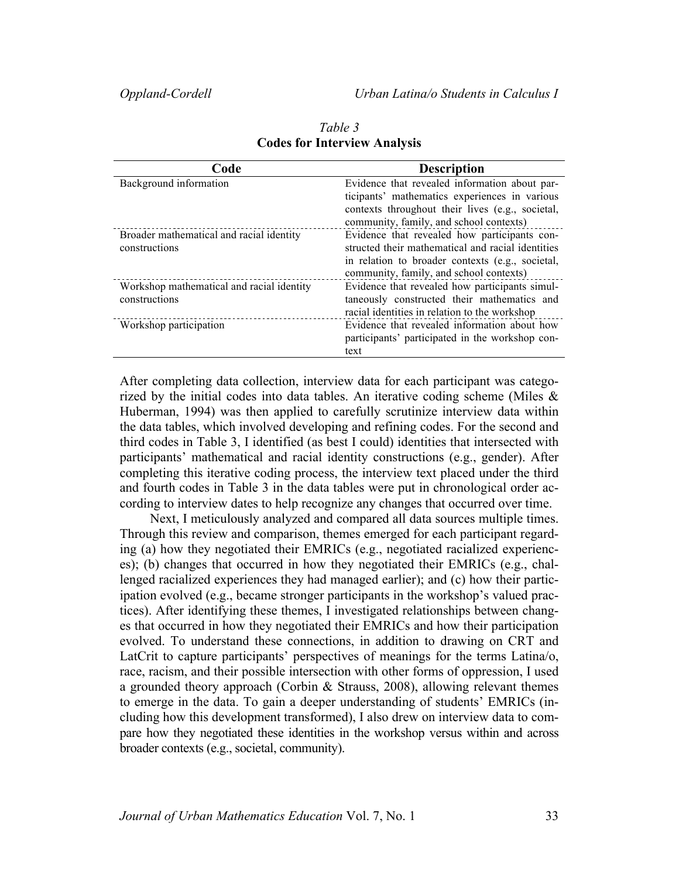*Table 3*
**Codes for Interview Analysis**

| Code | Description |
| --- | --- |
| Background information | Evidence that revealed information about participants' mathematics experiences in various contexts throughout their lives (e.g., societal, community, family, and school contexts) |
| Broader mathematical and racial identity constructions | Evidence that revealed how participants constructed their mathematical and racial identities in relation to broader contexts (e.g., societal, community, family, and school contexts) |
| Workshop mathematical and racial identity constructions | Evidence that revealed how participants simultaneously constructed their mathematics and racial identities in relation to the workshop |
| Workshop participation | Evidence that revealed information about how participants' participated in the workshop context |

After completing data collection, interview data for each participant was categorized by the initial codes into data tables. An iterative coding scheme (Miles & Huberman, 1994) was then applied to carefully scrutinize interview data within the data tables, which involved developing and refining codes. For the second and third codes in Table 3, I identified (as best I could) identities that intersected with participants' mathematical and racial identity constructions (e.g., gender). After completing this iterative coding process, the interview text placed under the third and fourth codes in Table 3 in the data tables were put in chronological order according to interview dates to help recognize any changes that occurred over time.

Next, I meticulously analyzed and compared all data sources multiple times. Through this review and comparison, themes emerged for each participant regarding (a) how they negotiated their EMRICs (e.g., negotiated racialized experiences); (b) changes that occurred in how they negotiated their EMRICs (e.g., challenged racialized experiences they had managed earlier); and (c) how their participation evolved (e.g., became stronger participants in the workshop's valued practices). After identifying these themes, I investigated relationships between changes that occurred in how they negotiated their EMRICs and how their participation evolved. To understand these connections, in addition to drawing on CRT and LatCrit to capture participants' perspectives of meanings for the terms Latina/o, race, racism, and their possible intersection with other forms of oppression, I used a grounded theory approach (Corbin & Strauss, 2008), allowing relevant themes to emerge in the data. To gain a deeper understanding of students' EMRICs (including how this development transformed), I also drew on interview data to compare how they negotiated these identities in the workshop versus within and across broader contexts (e.g., societal, community).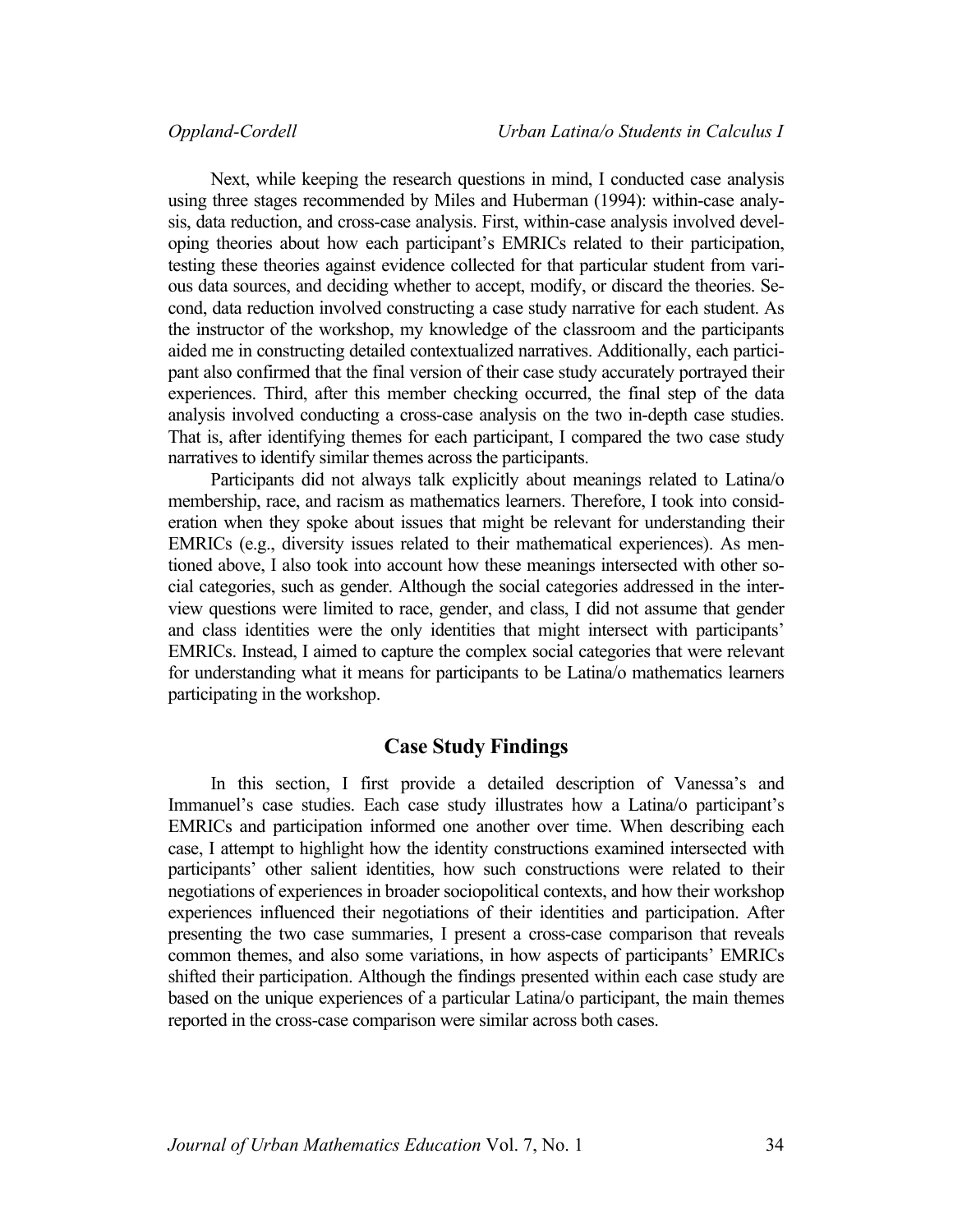Next, while keeping the research questions in mind, I conducted case analysis using three stages recommended by Miles and Huberman (1994): within-case analysis, data reduction, and cross-case analysis. First, within-case analysis involved developing theories about how each participant's EMRICs related to their participation, testing these theories against evidence collected for that particular student from various data sources, and deciding whether to accept, modify, or discard the theories. Second, data reduction involved constructing a case study narrative for each student. As the instructor of the workshop, my knowledge of the classroom and the participants aided me in constructing detailed contextualized narratives. Additionally, each participant also confirmed that the final version of their case study accurately portrayed their experiences. Third, after this member checking occurred, the final step of the data analysis involved conducting a cross-case analysis on the two in-depth case studies. That is, after identifying themes for each participant, I compared the two case study narratives to identify similar themes across the participants.

Participants did not always talk explicitly about meanings related to Latina/o membership, race, and racism as mathematics learners. Therefore, I took into consideration when they spoke about issues that might be relevant for understanding their EMRICs (e.g., diversity issues related to their mathematical experiences). As mentioned above, I also took into account how these meanings intersected with other social categories, such as gender. Although the social categories addressed in the interview questions were limited to race, gender, and class, I did not assume that gender and class identities were the only identities that might intersect with participants' EMRICs. Instead, I aimed to capture the complex social categories that were relevant for understanding what it means for participants to be Latina/o mathematics learners participating in the workshop.

## Case Study Findings

In this section, I first provide a detailed description of Vanessa's and Immanuel's case studies. Each case study illustrates how a Latina/o participant's EMRICs and participation informed one another over time. When describing each case, I attempt to highlight how the identity constructions examined intersected with participants' other salient identities, how such constructions were related to their negotiations of experiences in broader sociopolitical contexts, and how their workshop experiences influenced their negotiations of their identities and participation. After presenting the two case summaries, I present a cross-case comparison that reveals common themes, and also some variations, in how aspects of participants' EMRICs shifted their participation. Although the findings presented within each case study are based on the unique experiences of a particular Latina/o participant, the main themes reported in the cross-case comparison were similar across both cases.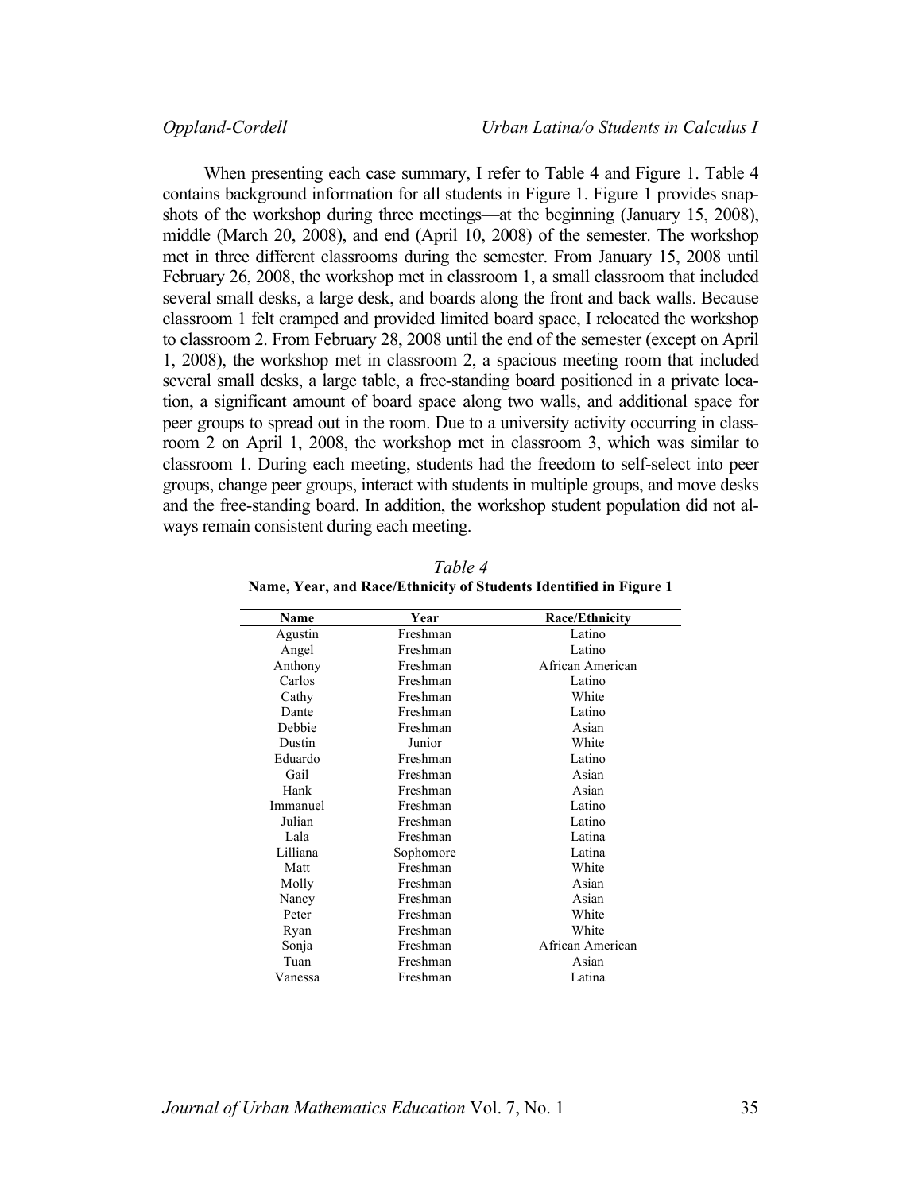When presenting each case summary, I refer to Table 4 and Figure 1. Table 4 contains background information for all students in Figure 1. Figure 1 provides snapshots of the workshop during three meetings—at the beginning (January 15, 2008), middle (March 20, 2008), and end (April 10, 2008) of the semester. The workshop met in three different classrooms during the semester. From January 15, 2008 until February 26, 2008, the workshop met in classroom 1, a small classroom that included several small desks, a large desk, and boards along the front and back walls. Because classroom 1 felt cramped and provided limited board space, I relocated the workshop to classroom 2. From February 28, 2008 until the end of the semester (except on April 1, 2008), the workshop met in classroom 2, a spacious meeting room that included several small desks, a large table, a free-standing board positioned in a private location, a significant amount of board space along two walls, and additional space for peer groups to spread out in the room. Due to a university activity occurring in classroom 2 on April 1, 2008, the workshop met in classroom 3, which was similar to classroom 1. During each meeting, students had the freedom to self-select into peer groups, change peer groups, interact with students in multiple groups, and move desks and the free-standing board. In addition, the workshop student population did not always remain consistent during each meeting.

*Table 4*
**Name, Year, and Race/Ethnicity of Students Identified in Figure 1**

| Name | Year | Race/Ethnicity |
|---|---|---|
| Agustin | Freshman | Latino |
| Angel | Freshman | Latino |
| Anthony | Freshman | African American |
| Carlos | Freshman | Latino |
| Cathy | Freshman | White |
| Dante | Freshman | Latino |
| Debbie | Freshman | Asian |
| Dustin | Junior | White |
| Eduardo | Freshman | Latino |
| Gail | Freshman | Asian |
| Hank | Freshman | Asian |
| Immanuel | Freshman | Latino |
| Julian | Freshman | Latino |
| Lala | Freshman | Latina |
| Lilliana | Sophomore | Latina |
| Matt | Freshman | White |
| Molly | Freshman | Asian |
| Nancy | Freshman | Asian |
| Peter | Freshman | White |
| Ryan | Freshman | White |
| Sonja | Freshman | African American |
| Tuan | Freshman | Asian |
| Vanessa | Freshman | Latina |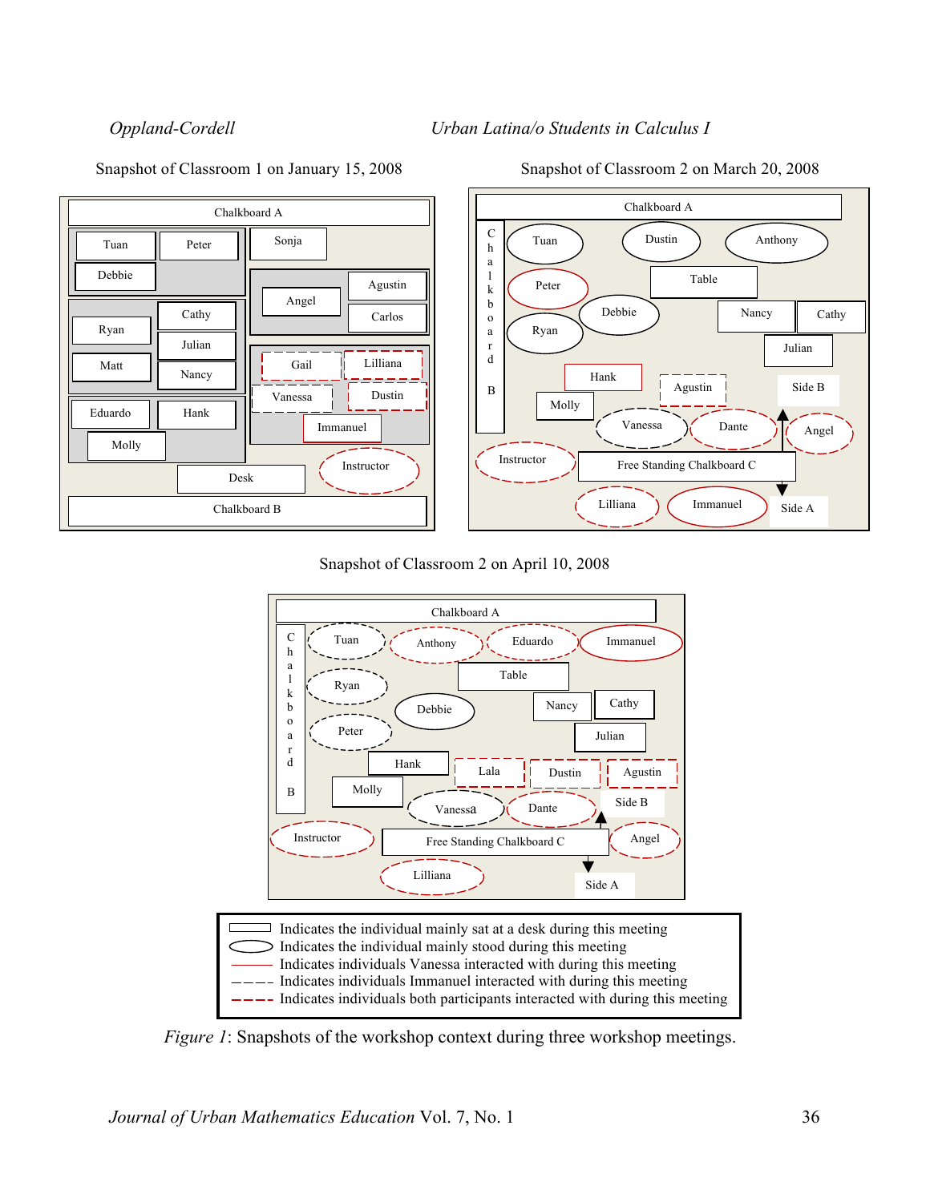Snapshot of Classroom 1 on January 15, 2008

Chalkboard A

Tuan, Peter, Debbie, Sonja

Angel, Agustin, Carlos

Ryan, Cathy, Julian, Matt, Nancy

Gail, Lilliana, Vanessa, Dustin, Immanuel

Eduardo, Hank, Molly

Desk, Instructor

Chalkboard B

Snapshot of Classroom 2 on March 20, 2008

Chalkboard A

Chalkboard B

Tuan, Dustin, Anthony

Peter, Table, Debbie, Nancy, Cathy, Ryan, Julian

Hank, Agustin, Side B, Molly, Vanessa, Dante, Angel

Instructor, Free Standing Chalkboard C

Lilliana, Immanuel, Side A

Snapshot of Classroom 2 on April 10, 2008

Chalkboard A

Chalkboard B

Tuan, Anthony, Eduardo, Immanuel

Table, Ryan, Debbie, Nancy, Cathy, Peter, Julian

Hank, Lala, Dustin, Agustin, Molly, Vanessa, Dante, Side B

Instructor, Free Standing Chalkboard C, Angel

Lilliana, Side A

- Indicates the individual mainly sat at a desk during this meeting (rectangle)
- Indicates the individual mainly stood during this meeting (oval)
- Indicates individuals Vanessa interacted with during this meeting (solid red line)
- Indicates individuals Immanuel interacted with during this meeting (black dashed line)
- Indicates individuals both participants interacted with during this meeting (red dashed line)

*Figure 1*: Snapshots of the workshop context during three workshop meetings.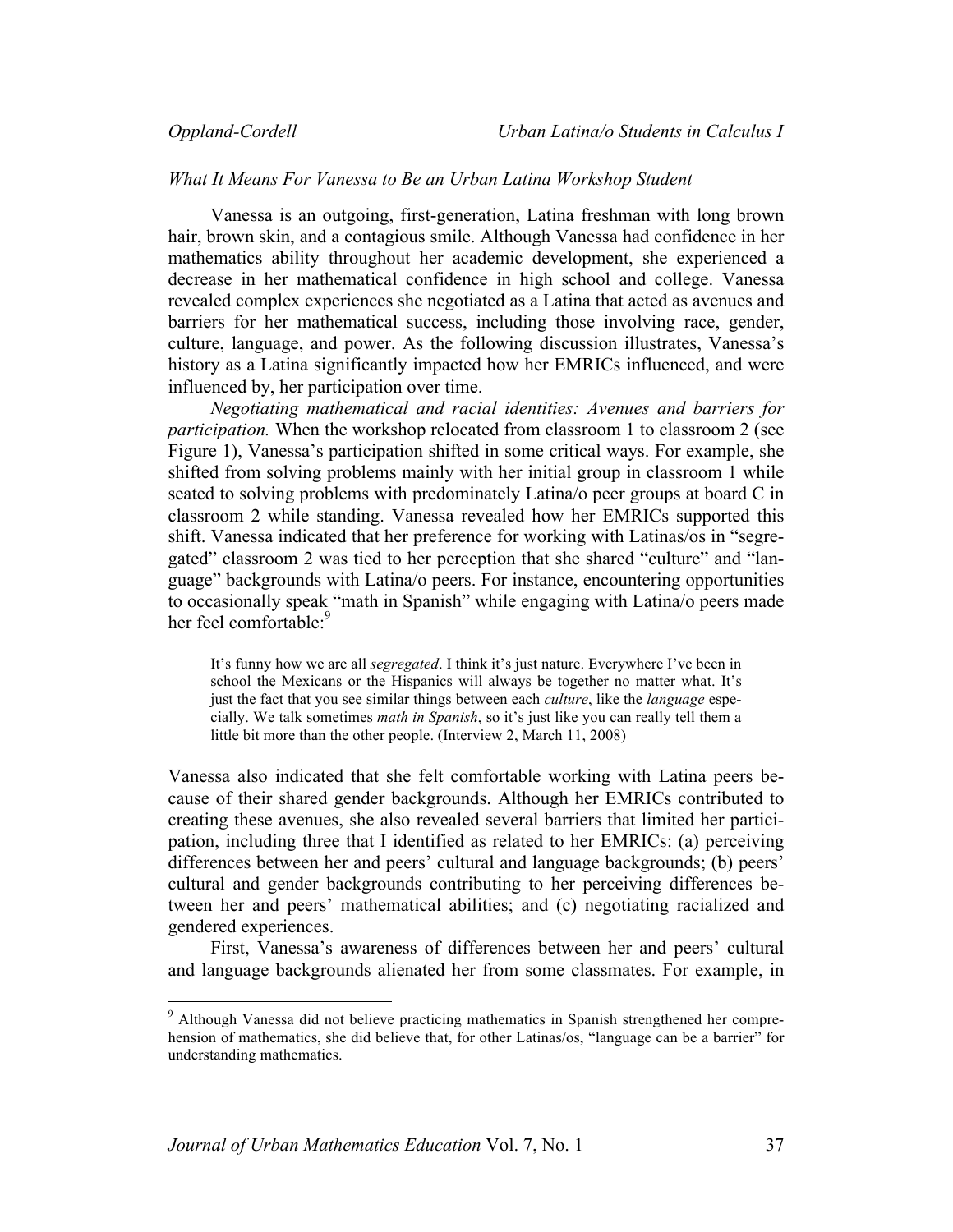*What It Means For Vanessa to Be an Urban Latina Workshop Student*

Vanessa is an outgoing, first-generation, Latina freshman with long brown hair, brown skin, and a contagious smile. Although Vanessa had confidence in her mathematics ability throughout her academic development, she experienced a decrease in her mathematical confidence in high school and college. Vanessa revealed complex experiences she negotiated as a Latina that acted as avenues and barriers for her mathematical success, including those involving race, gender, culture, language, and power. As the following discussion illustrates, Vanessa's history as a Latina significantly impacted how her EMRICs influenced, and were influenced by, her participation over time.

*Negotiating mathematical and racial identities: Avenues and barriers for participation.* When the workshop relocated from classroom 1 to classroom 2 (see Figure 1), Vanessa's participation shifted in some critical ways. For example, she shifted from solving problems mainly with her initial group in classroom 1 while seated to solving problems with predominately Latina/o peer groups at board C in classroom 2 while standing. Vanessa revealed how her EMRICs supported this shift. Vanessa indicated that her preference for working with Latinas/os in "segregated" classroom 2 was tied to her perception that she shared "culture" and "language" backgrounds with Latina/o peers. For instance, encountering opportunities to occasionally speak "math in Spanish" while engaging with Latina/o peers made her feel comfortable:[9]

> It's funny how we are all *segregated*. I think it's just nature. Everywhere I've been in school the Mexicans or the Hispanics will always be together no matter what. It's just the fact that you see similar things between each *culture*, like the *language* especially. We talk sometimes *math in Spanish*, so it's just like you can really tell them a little bit more than the other people. (Interview 2, March 11, 2008)

Vanessa also indicated that she felt comfortable working with Latina peers because of their shared gender backgrounds. Although her EMRICs contributed to creating these avenues, she also revealed several barriers that limited her participation, including three that I identified as related to her EMRICs: (a) perceiving differences between her and peers' cultural and language backgrounds; (b) peers' cultural and gender backgrounds contributing to her perceiving differences between her and peers' mathematical abilities; and (c) negotiating racialized and gendered experiences.

First, Vanessa's awareness of differences between her and peers' cultural and language backgrounds alienated her from some classmates. For example, in

[9] Although Vanessa did not believe practicing mathematics in Spanish strengthened her comprehension of mathematics, she did believe that, for other Latinas/os, "language can be a barrier" for understanding mathematics.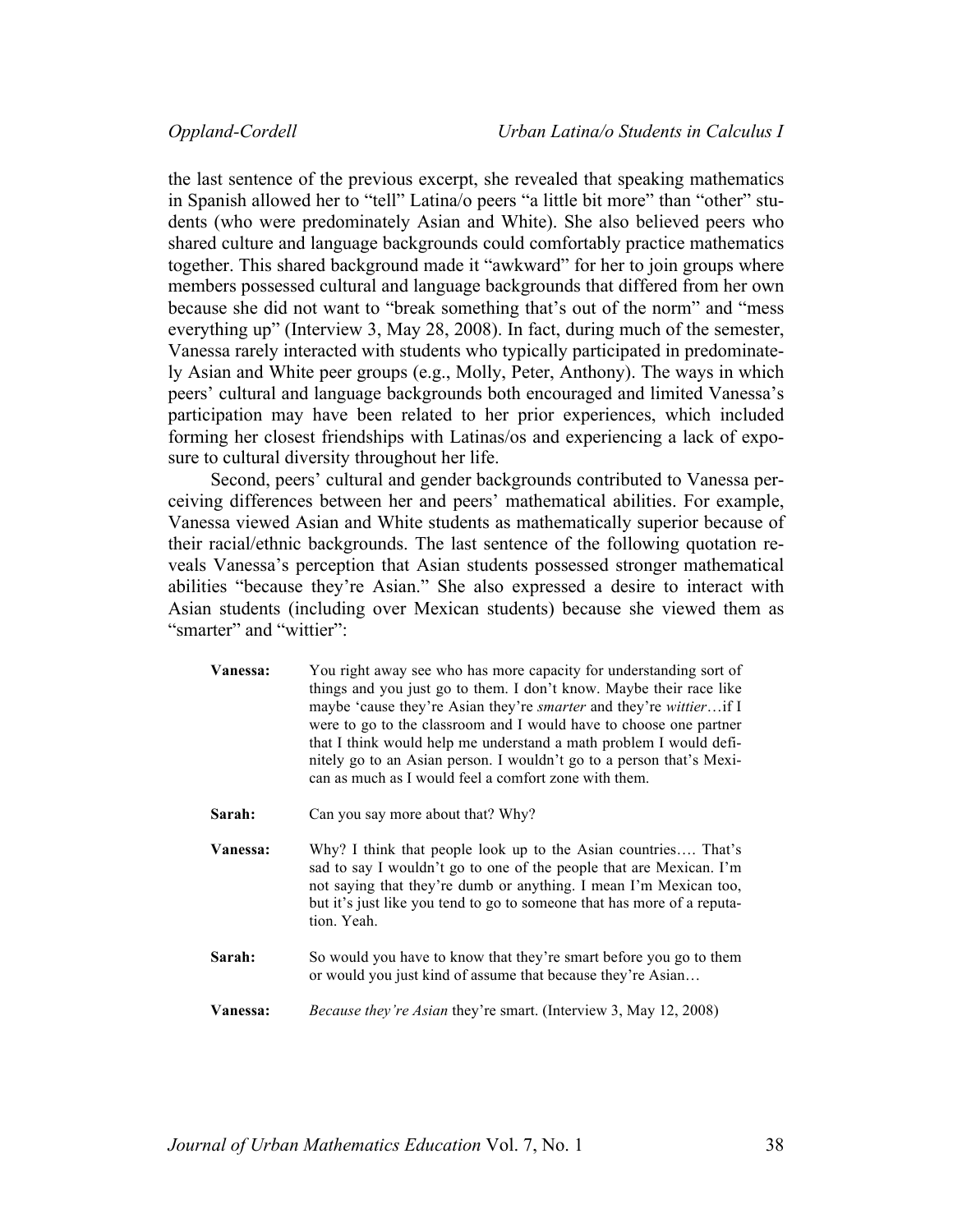the last sentence of the previous excerpt, she revealed that speaking mathematics in Spanish allowed her to "tell" Latina/o peers "a little bit more" than "other" students (who were predominately Asian and White). She also believed peers who shared culture and language backgrounds could comfortably practice mathematics together. This shared background made it "awkward" for her to join groups where members possessed cultural and language backgrounds that differed from her own because she did not want to "break something that's out of the norm" and "mess everything up" (Interview 3, May 28, 2008). In fact, during much of the semester, Vanessa rarely interacted with students who typically participated in predominately Asian and White peer groups (e.g., Molly, Peter, Anthony). The ways in which peers' cultural and language backgrounds both encouraged and limited Vanessa's participation may have been related to her prior experiences, which included forming her closest friendships with Latinas/os and experiencing a lack of exposure to cultural diversity throughout her life.

Second, peers' cultural and gender backgrounds contributed to Vanessa perceiving differences between her and peers' mathematical abilities. For example, Vanessa viewed Asian and White students as mathematically superior because of their racial/ethnic backgrounds. The last sentence of the following quotation reveals Vanessa's perception that Asian students possessed stronger mathematical abilities "because they're Asian." She also expressed a desire to interact with Asian students (including over Mexican students) because she viewed them as "smarter" and "wittier":

> **Vanessa:** You right away see who has more capacity for understanding sort of things and you just go to them. I don't know. Maybe their race like maybe 'cause they're Asian they're *smarter* and they're *wittier*…if I were to go to the classroom and I would have to choose one partner that I think would help me understand a math problem I would definitely go to an Asian person. I wouldn't go to a person that's Mexican as much as I would feel a comfort zone with them.
>
> **Sarah:** Can you say more about that? Why?
>
> **Vanessa:** Why? I think that people look up to the Asian countries…. That's sad to say I wouldn't go to one of the people that are Mexican. I'm not saying that they're dumb or anything. I mean I'm Mexican too, but it's just like you tend to go to someone that has more of a reputation. Yeah.
>
> **Sarah:** So would you have to know that they're smart before you go to them or would you just kind of assume that because they're Asian…
>
> **Vanessa:** *Because they're Asian* they're smart. (Interview 3, May 12, 2008)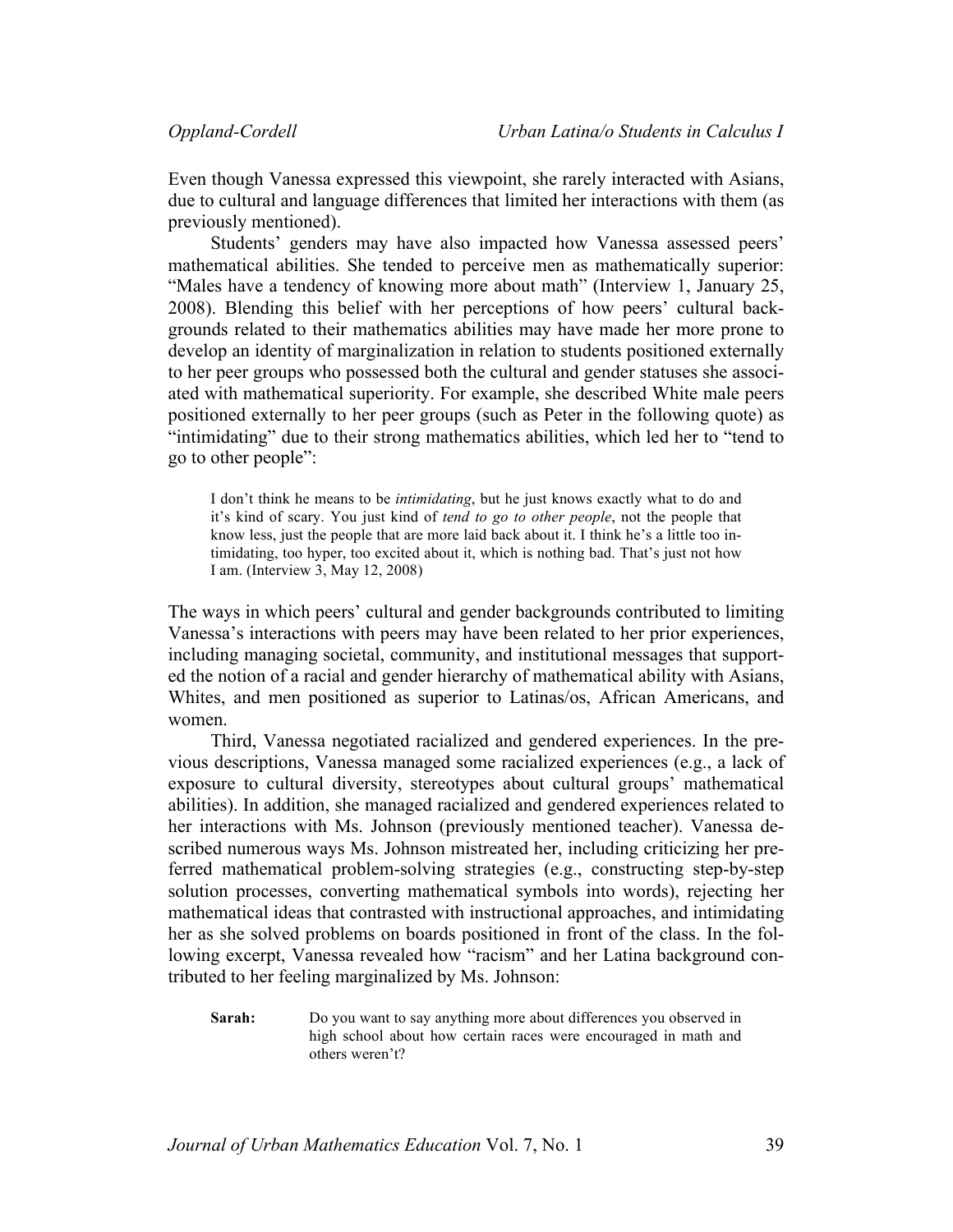Even though Vanessa expressed this viewpoint, she rarely interacted with Asians, due to cultural and language differences that limited her interactions with them (as previously mentioned).

Students' genders may have also impacted how Vanessa assessed peers' mathematical abilities. She tended to perceive men as mathematically superior: "Males have a tendency of knowing more about math" (Interview 1, January 25, 2008). Blending this belief with her perceptions of how peers' cultural backgrounds related to their mathematics abilities may have made her more prone to develop an identity of marginalization in relation to students positioned externally to her peer groups who possessed both the cultural and gender statuses she associated with mathematical superiority. For example, she described White male peers positioned externally to her peer groups (such as Peter in the following quote) as "intimidating" due to their strong mathematics abilities, which led her to "tend to go to other people":

> I don't think he means to be *intimidating*, but he just knows exactly what to do and it's kind of scary. You just kind of *tend to go to other people*, not the people that know less, just the people that are more laid back about it. I think he's a little too intimidating, too hyper, too excited about it, which is nothing bad. That's just not how I am. (Interview 3, May 12, 2008)

The ways in which peers' cultural and gender backgrounds contributed to limiting Vanessa's interactions with peers may have been related to her prior experiences, including managing societal, community, and institutional messages that supported the notion of a racial and gender hierarchy of mathematical ability with Asians, Whites, and men positioned as superior to Latinas/os, African Americans, and women.

Third, Vanessa negotiated racialized and gendered experiences. In the previous descriptions, Vanessa managed some racialized experiences (e.g., a lack of exposure to cultural diversity, stereotypes about cultural groups' mathematical abilities). In addition, she managed racialized and gendered experiences related to her interactions with Ms. Johnson (previously mentioned teacher). Vanessa described numerous ways Ms. Johnson mistreated her, including criticizing her preferred mathematical problem-solving strategies (e.g., constructing step-by-step solution processes, converting mathematical symbols into words), rejecting her mathematical ideas that contrasted with instructional approaches, and intimidating her as she solved problems on boards positioned in front of the class. In the following excerpt, Vanessa revealed how "racism" and her Latina background contributed to her feeling marginalized by Ms. Johnson:

> **Sarah:** Do you want to say anything more about differences you observed in high school about how certain races were encouraged in math and others weren't?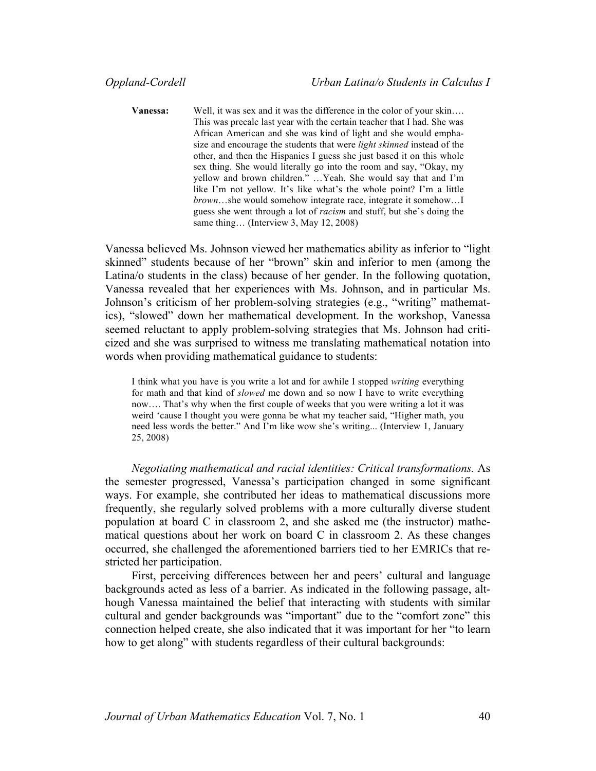> **Vanessa:** Well, it was sex and it was the difference in the color of your skin…. This was precalc last year with the certain teacher that I had. She was African American and she was kind of light and she would emphasize and encourage the students that were *light skinned* instead of the other, and then the Hispanics I guess she just based it on this whole sex thing. She would literally go into the room and say, "Okay, my yellow and brown children." …Yeah. She would say that and I'm like I'm not yellow. It's like what's the whole point? I'm a little *brown*…she would somehow integrate race, integrate it somehow…I guess she went through a lot of *racism* and stuff, but she's doing the same thing… (Interview 3, May 12, 2008)

Vanessa believed Ms. Johnson viewed her mathematics ability as inferior to "light skinned" students because of her "brown" skin and inferior to men (among the Latina/o students in the class) because of her gender. In the following quotation, Vanessa revealed that her experiences with Ms. Johnson, and in particular Ms. Johnson's criticism of her problem-solving strategies (e.g., "writing" mathematics), "slowed" down her mathematical development. In the workshop, Vanessa seemed reluctant to apply problem-solving strategies that Ms. Johnson had criticized and she was surprised to witness me translating mathematical notation into words when providing mathematical guidance to students:

> I think what you have is you write a lot and for awhile I stopped *writing* everything for math and that kind of *slowed* me down and so now I have to write everything now…. That's why when the first couple of weeks that you were writing a lot it was weird 'cause I thought you were gonna be what my teacher said, "Higher math, you need less words the better." And I'm like wow she's writing... (Interview 1, January 25, 2008)

*Negotiating mathematical and racial identities: Critical transformations.* As the semester progressed, Vanessa's participation changed in some significant ways. For example, she contributed her ideas to mathematical discussions more frequently, she regularly solved problems with a more culturally diverse student population at board C in classroom 2, and she asked me (the instructor) mathematical questions about her work on board C in classroom 2. As these changes occurred, she challenged the aforementioned barriers tied to her EMRICs that restricted her participation.

First, perceiving differences between her and peers' cultural and language backgrounds acted as less of a barrier. As indicated in the following passage, although Vanessa maintained the belief that interacting with students with similar cultural and gender backgrounds was "important" due to the "comfort zone" this connection helped create, she also indicated that it was important for her "to learn how to get along" with students regardless of their cultural backgrounds: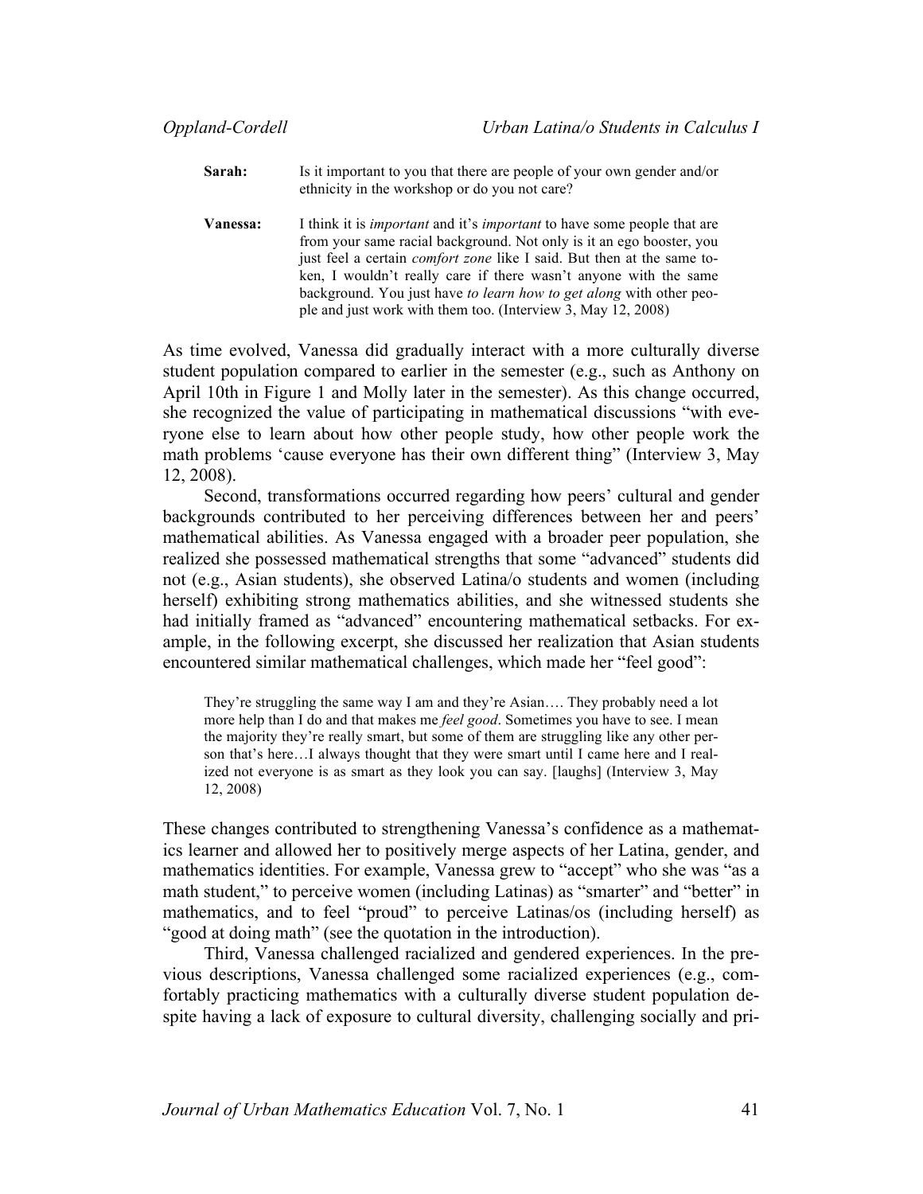**Sarah:** Is it important to you that there are people of your own gender and/or ethnicity in the workshop or do you not care?

**Vanessa:** I think it is *important* and it's *important* to have some people that are from your same racial background. Not only is it an ego booster, you just feel a certain *comfort zone* like I said. But then at the same token, I wouldn't really care if there wasn't anyone with the same background. You just have *to learn how to get along* with other people and just work with them too. (Interview 3, May 12, 2008)

As time evolved, Vanessa did gradually interact with a more culturally diverse student population compared to earlier in the semester (e.g., such as Anthony on April 10th in Figure 1 and Molly later in the semester). As this change occurred, she recognized the value of participating in mathematical discussions "with everyone else to learn about how other people study, how other people work the math problems 'cause everyone has their own different thing" (Interview 3, May 12, 2008).

Second, transformations occurred regarding how peers' cultural and gender backgrounds contributed to her perceiving differences between her and peers' mathematical abilities. As Vanessa engaged with a broader peer population, she realized she possessed mathematical strengths that some "advanced" students did not (e.g., Asian students), she observed Latina/o students and women (including herself) exhibiting strong mathematics abilities, and she witnessed students she had initially framed as "advanced" encountering mathematical setbacks. For example, in the following excerpt, she discussed her realization that Asian students encountered similar mathematical challenges, which made her "feel good":

> They're struggling the same way I am and they're Asian…. They probably need a lot more help than I do and that makes me *feel good*. Sometimes you have to see. I mean the majority they're really smart, but some of them are struggling like any other person that's here…I always thought that they were smart until I came here and I realized not everyone is as smart as they look you can say. [laughs] (Interview 3, May 12, 2008)

These changes contributed to strengthening Vanessa's confidence as a mathematics learner and allowed her to positively merge aspects of her Latina, gender, and mathematics identities. For example, Vanessa grew to "accept" who she was "as a math student," to perceive women (including Latinas) as "smarter" and "better" in mathematics, and to feel "proud" to perceive Latinas/os (including herself) as "good at doing math" (see the quotation in the introduction).

Third, Vanessa challenged racialized and gendered experiences. In the previous descriptions, Vanessa challenged some racialized experiences (e.g., comfortably practicing mathematics with a culturally diverse student population despite having a lack of exposure to cultural diversity, challenging socially and pri-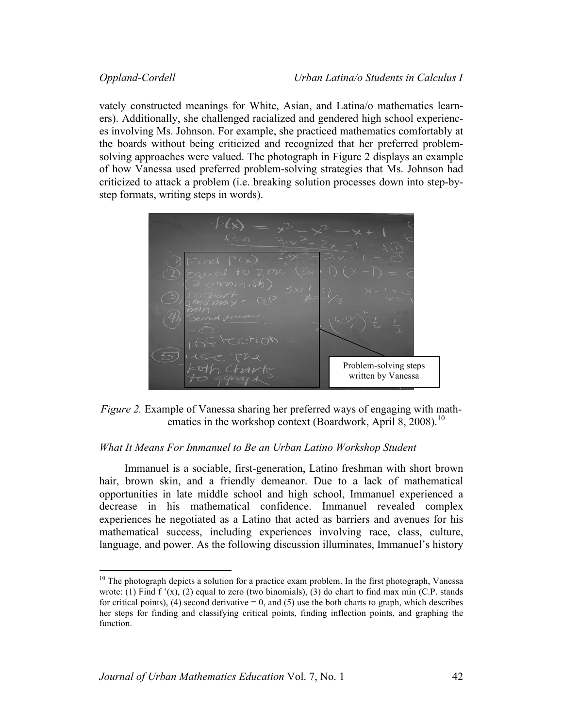vately constructed meanings for White, Asian, and Latina/o mathematics learners). Additionally, she challenged racialized and gendered high school experiences involving Ms. Johnson. For example, she practiced mathematics comfortably at the boards without being criticized and recognized that her preferred problem-solving approaches were valued. The photograph in Figure 2 displays an example of how Vanessa used preferred problem-solving strategies that Ms. Johnson had criticized to attack a problem (i.e. breaking solution processes down into step-by-step formats, writing steps in words).

*Figure 2.* Example of Vanessa sharing her preferred ways of engaging with mathematics in the workshop context (Boardwork, April 8, 2008).[10]

### *What It Means For Immanuel to Be an Urban Latino Workshop Student*

Immanuel is a sociable, first-generation, Latino freshman with short brown hair, brown skin, and a friendly demeanor. Due to a lack of mathematical opportunities in late middle school and high school, Immanuel experienced a decrease in his mathematical confidence. Immanuel revealed complex experiences he negotiated as a Latino that acted as barriers and avenues for his mathematical success, including experiences involving race, class, culture, language, and power. As the following discussion illuminates, Immanuel's history

---

[10] The photograph depicts a solution for a practice exam problem. In the first photograph, Vanessa wrote: (1) Find f '(x), (2) equal to zero (two binomials), (3) do chart to find max min (C.P. stands for critical points), (4) second derivative = 0, and (5) use the both charts to graph, which describes her steps for finding and classifying critical points, finding inflection points, and graphing the function.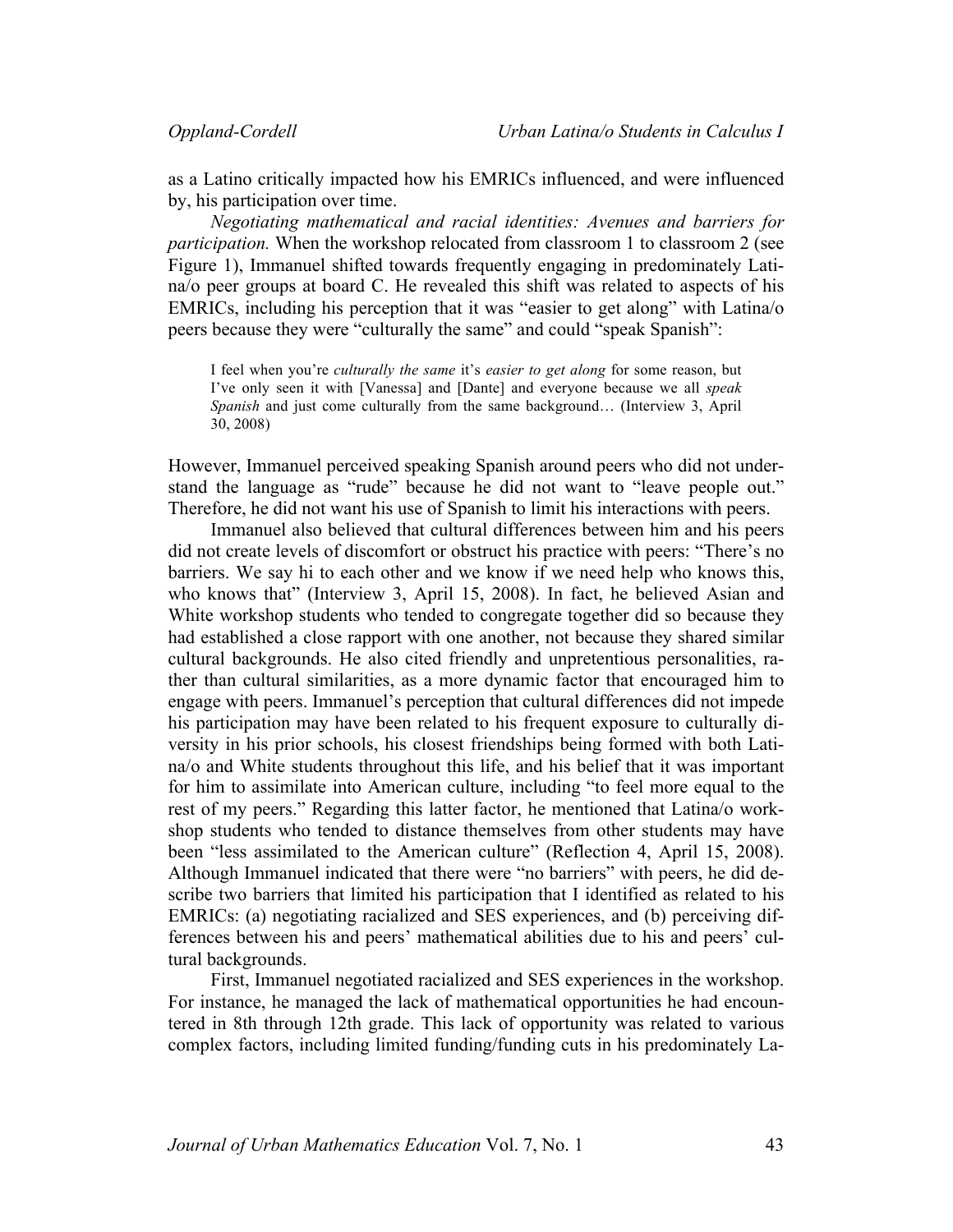as a Latino critically impacted how his EMRICs influenced, and were influenced by, his participation over time.

*Negotiating mathematical and racial identities: Avenues and barriers for participation.* When the workshop relocated from classroom 1 to classroom 2 (see Figure 1), Immanuel shifted towards frequently engaging in predominately Latina/o peer groups at board C. He revealed this shift was related to aspects of his EMRICs, including his perception that it was "easier to get along" with Latina/o peers because they were "culturally the same" and could "speak Spanish":

> I feel when you're *culturally the same* it's *easier to get along* for some reason, but I've only seen it with [Vanessa] and [Dante] and everyone because we all *speak Spanish* and just come culturally from the same background… (Interview 3, April 30, 2008)

However, Immanuel perceived speaking Spanish around peers who did not understand the language as "rude" because he did not want to "leave people out." Therefore, he did not want his use of Spanish to limit his interactions with peers.

Immanuel also believed that cultural differences between him and his peers did not create levels of discomfort or obstruct his practice with peers: "There's no barriers. We say hi to each other and we know if we need help who knows this, who knows that" (Interview 3, April 15, 2008). In fact, he believed Asian and White workshop students who tended to congregate together did so because they had established a close rapport with one another, not because they shared similar cultural backgrounds. He also cited friendly and unpretentious personalities, rather than cultural similarities, as a more dynamic factor that encouraged him to engage with peers. Immanuel's perception that cultural differences did not impede his participation may have been related to his frequent exposure to culturally diversity in his prior schools, his closest friendships being formed with both Latina/o and White students throughout this life, and his belief that it was important for him to assimilate into American culture, including "to feel more equal to the rest of my peers." Regarding this latter factor, he mentioned that Latina/o workshop students who tended to distance themselves from other students may have been "less assimilated to the American culture" (Reflection 4, April 15, 2008). Although Immanuel indicated that there were "no barriers" with peers, he did describe two barriers that limited his participation that I identified as related to his EMRICs: (a) negotiating racialized and SES experiences, and (b) perceiving differences between his and peers' mathematical abilities due to his and peers' cultural backgrounds.

First, Immanuel negotiated racialized and SES experiences in the workshop. For instance, he managed the lack of mathematical opportunities he had encountered in 8th through 12th grade. This lack of opportunity was related to various complex factors, including limited funding/funding cuts in his predominately La-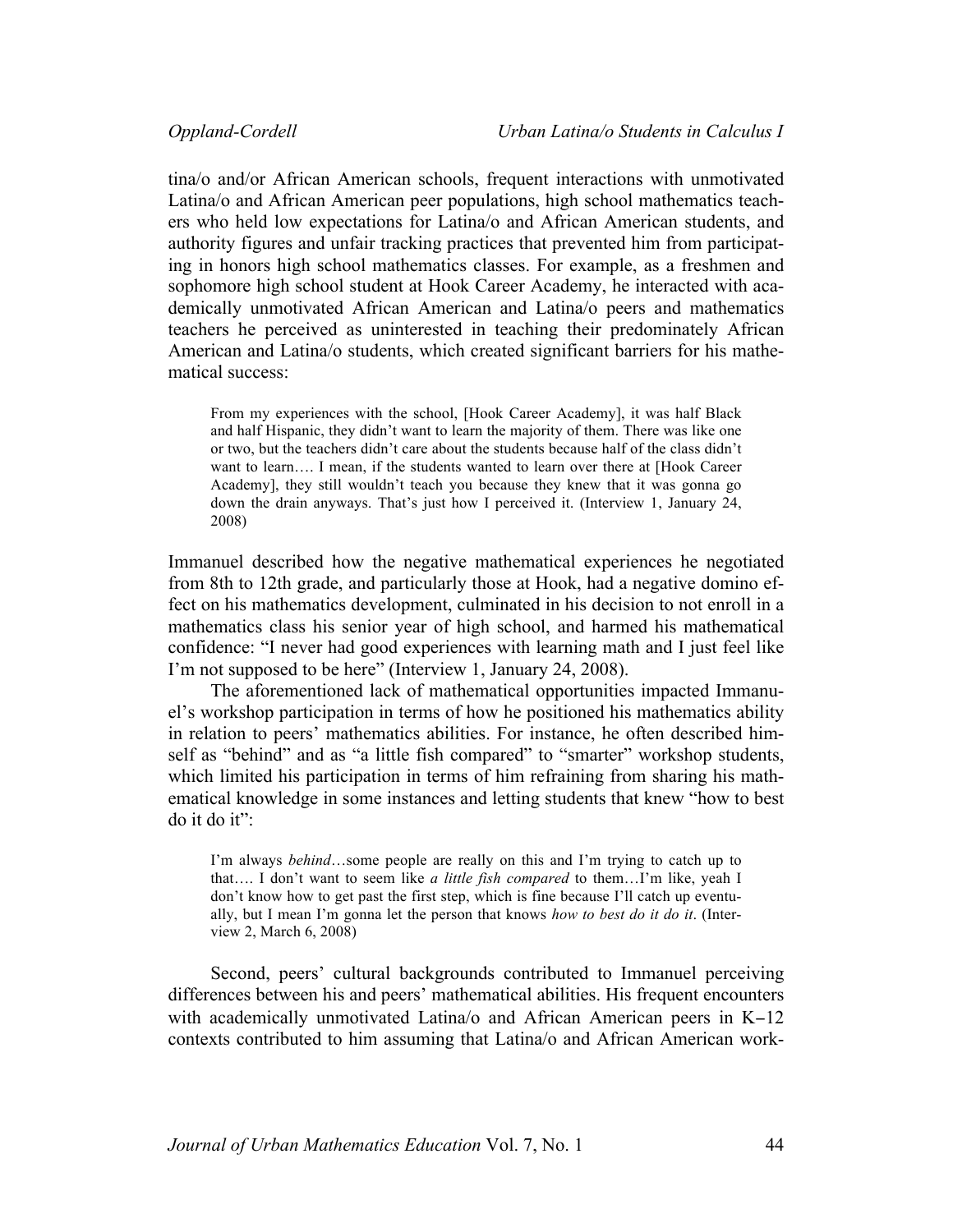tina/o and/or African American schools, frequent interactions with unmotivated Latina/o and African American peer populations, high school mathematics teachers who held low expectations for Latina/o and African American students, and authority figures and unfair tracking practices that prevented him from participating in honors high school mathematics classes. For example, as a freshmen and sophomore high school student at Hook Career Academy, he interacted with academically unmotivated African American and Latina/o peers and mathematics teachers he perceived as uninterested in teaching their predominately African American and Latina/o students, which created significant barriers for his mathematical success:

> From my experiences with the school, [Hook Career Academy], it was half Black and half Hispanic, they didn't want to learn the majority of them. There was like one or two, but the teachers didn't care about the students because half of the class didn't want to learn…. I mean, if the students wanted to learn over there at [Hook Career Academy], they still wouldn't teach you because they knew that it was gonna go down the drain anyways. That's just how I perceived it. (Interview 1, January 24, 2008)

Immanuel described how the negative mathematical experiences he negotiated from 8th to 12th grade, and particularly those at Hook, had a negative domino effect on his mathematics development, culminated in his decision to not enroll in a mathematics class his senior year of high school, and harmed his mathematical confidence: "I never had good experiences with learning math and I just feel like I'm not supposed to be here" (Interview 1, January 24, 2008).

The aforementioned lack of mathematical opportunities impacted Immanuel's workshop participation in terms of how he positioned his mathematics ability in relation to peers' mathematics abilities. For instance, he often described himself as "behind" and as "a little fish compared" to "smarter" workshop students, which limited his participation in terms of him refraining from sharing his mathematical knowledge in some instances and letting students that knew "how to best do it do it":

> I'm always *behind*…some people are really on this and I'm trying to catch up to that…. I don't want to seem like *a little fish compared* to them…I'm like, yeah I don't know how to get past the first step, which is fine because I'll catch up eventually, but I mean I'm gonna let the person that knows *how to best do it do it*. (Interview 2, March 6, 2008)

Second, peers' cultural backgrounds contributed to Immanuel perceiving differences between his and peers' mathematical abilities. His frequent encounters with academically unmotivated Latina/o and African American peers in K–12 contexts contributed to him assuming that Latina/o and African American work-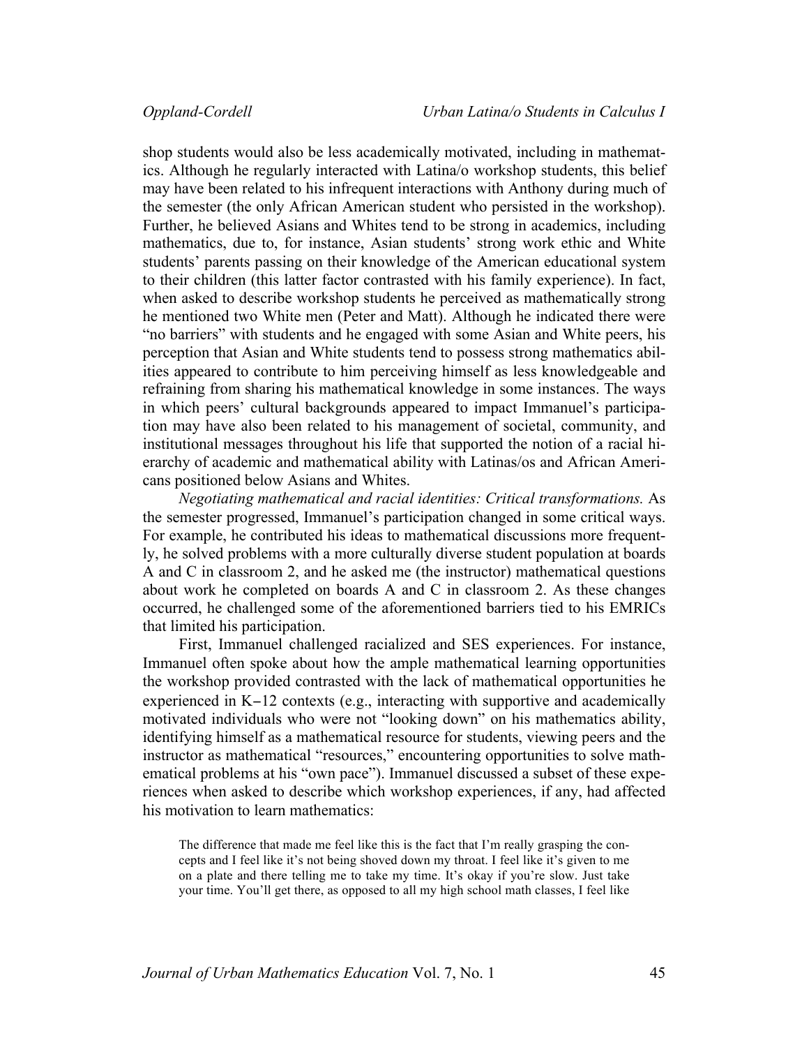shop students would also be less academically motivated, including in mathematics. Although he regularly interacted with Latina/o workshop students, this belief may have been related to his infrequent interactions with Anthony during much of the semester (the only African American student who persisted in the workshop). Further, he believed Asians and Whites tend to be strong in academics, including mathematics, due to, for instance, Asian students' strong work ethic and White students' parents passing on their knowledge of the American educational system to their children (this latter factor contrasted with his family experience). In fact, when asked to describe workshop students he perceived as mathematically strong he mentioned two White men (Peter and Matt). Although he indicated there were "no barriers" with students and he engaged with some Asian and White peers, his perception that Asian and White students tend to possess strong mathematics abilities appeared to contribute to him perceiving himself as less knowledgeable and refraining from sharing his mathematical knowledge in some instances. The ways in which peers' cultural backgrounds appeared to impact Immanuel's participation may have also been related to his management of societal, community, and institutional messages throughout his life that supported the notion of a racial hierarchy of academic and mathematical ability with Latinas/os and African Americans positioned below Asians and Whites.

*Negotiating mathematical and racial identities: Critical transformations.* As the semester progressed, Immanuel's participation changed in some critical ways. For example, he contributed his ideas to mathematical discussions more frequently, he solved problems with a more culturally diverse student population at boards A and C in classroom 2, and he asked me (the instructor) mathematical questions about work he completed on boards A and C in classroom 2. As these changes occurred, he challenged some of the aforementioned barriers tied to his EMRICs that limited his participation.

First, Immanuel challenged racialized and SES experiences. For instance, Immanuel often spoke about how the ample mathematical learning opportunities the workshop provided contrasted with the lack of mathematical opportunities he experienced in K–12 contexts (e.g., interacting with supportive and academically motivated individuals who were not "looking down" on his mathematics ability, identifying himself as a mathematical resource for students, viewing peers and the instructor as mathematical "resources," encountering opportunities to solve mathematical problems at his "own pace"). Immanuel discussed a subset of these experiences when asked to describe which workshop experiences, if any, had affected his motivation to learn mathematics:

> The difference that made me feel like this is the fact that I'm really grasping the concepts and I feel like it's not being shoved down my throat. I feel like it's given to me on a plate and there telling me to take my time. It's okay if you're slow. Just take your time. You'll get there, as opposed to all my high school math classes, I feel like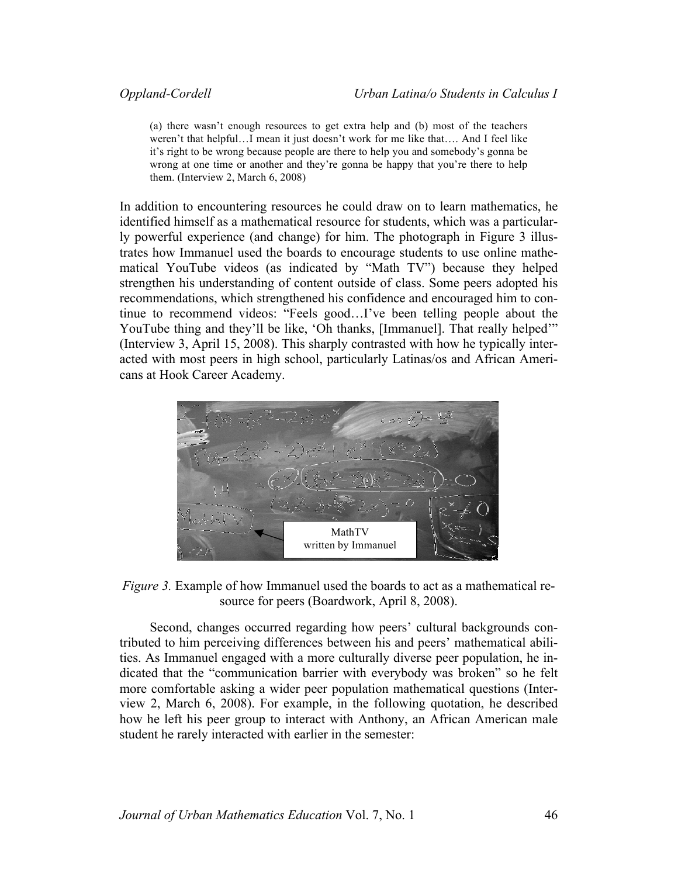> (a) there wasn't enough resources to get extra help and (b) most of the teachers weren't that helpful…I mean it just doesn't work for me like that…. And I feel like it's right to be wrong because people are there to help you and somebody's gonna be wrong at one time or another and they're gonna be happy that you're there to help them. (Interview 2, March 6, 2008)

In addition to encountering resources he could draw on to learn mathematics, he identified himself as a mathematical resource for students, which was a particularly powerful experience (and change) for him. The photograph in Figure 3 illustrates how Immanuel used the boards to encourage students to use online mathematical YouTube videos (as indicated by "Math TV") because they helped strengthen his understanding of content outside of class. Some peers adopted his recommendations, which strengthened his confidence and encouraged him to continue to recommend videos: "Feels good…I've been telling people about the YouTube thing and they'll be like, 'Oh thanks, [Immanuel]. That really helped'" (Interview 3, April 15, 2008). This sharply contrasted with how he typically interacted with most peers in high school, particularly Latinas/os and African Americans at Hook Career Academy.

*Figure 3.* Example of how Immanuel used the boards to act as a mathematical resource for peers (Boardwork, April 8, 2008).

Second, changes occurred regarding how peers' cultural backgrounds contributed to him perceiving differences between his and peers' mathematical abilities. As Immanuel engaged with a more culturally diverse peer population, he indicated that the "communication barrier with everybody was broken" so he felt more comfortable asking a wider peer population mathematical questions (Interview 2, March 6, 2008). For example, in the following quotation, he described how he left his peer group to interact with Anthony, an African American male student he rarely interacted with earlier in the semester: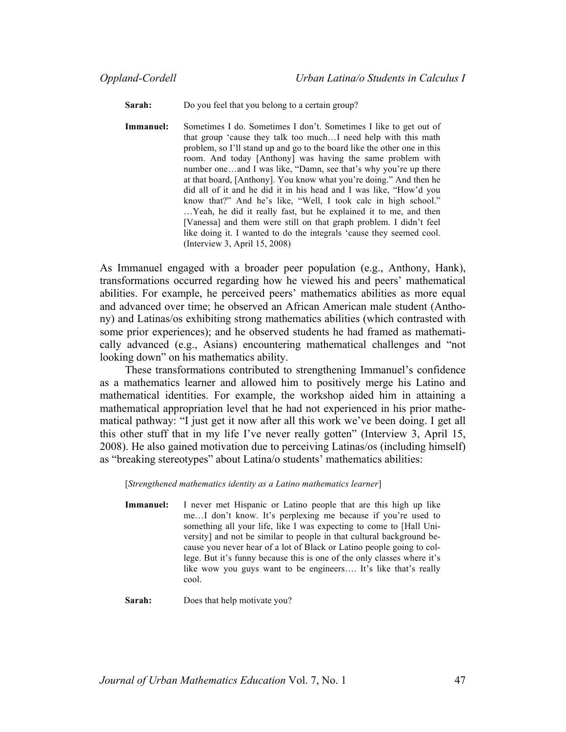**Sarah:** Do you feel that you belong to a certain group?

**Immanuel:** Sometimes I do. Sometimes I don't. Sometimes I like to get out of that group 'cause they talk too much…I need help with this math problem, so I'll stand up and go to the board like the other one in this room. And today [Anthony] was having the same problem with number one…and I was like, "Damn, see that's why you're up there at that board, [Anthony]. You know what you're doing." And then he did all of it and he did it in his head and I was like, "How'd you know that?" And he's like, "Well, I took calc in high school." …Yeah, he did it really fast, but he explained it to me, and then [Vanessa] and them were still on that graph problem. I didn't feel like doing it. I wanted to do the integrals 'cause they seemed cool. (Interview 3, April 15, 2008)

As Immanuel engaged with a broader peer population (e.g., Anthony, Hank), transformations occurred regarding how he viewed his and peers' mathematical abilities. For example, he perceived peers' mathematics abilities as more equal and advanced over time; he observed an African American male student (Anthony) and Latinas/os exhibiting strong mathematics abilities (which contrasted with some prior experiences); and he observed students he had framed as mathematically advanced (e.g., Asians) encountering mathematical challenges and "not looking down" on his mathematics ability.

These transformations contributed to strengthening Immanuel's confidence as a mathematics learner and allowed him to positively merge his Latino and mathematical identities. For example, the workshop aided him in attaining a mathematical appropriation level that he had not experienced in his prior mathematical pathway: "I just get it now after all this work we've been doing. I get all this other stuff that in my life I've never really gotten" (Interview 3, April 15, 2008). He also gained motivation due to perceiving Latinas/os (including himself) as "breaking stereotypes" about Latina/o students' mathematics abilities:

[*Strengthened mathematics identity as a Latino mathematics learner*]

**Immanuel:** I never met Hispanic or Latino people that are this high up like me…I don't know. It's perplexing me because if you're used to something all your life, like I was expecting to come to [Hall University] and not be similar to people in that cultural background because you never hear of a lot of Black or Latino people going to college. But it's funny because this is one of the only classes where it's like wow you guys want to be engineers…. It's like that's really cool.

**Sarah:** Does that help motivate you?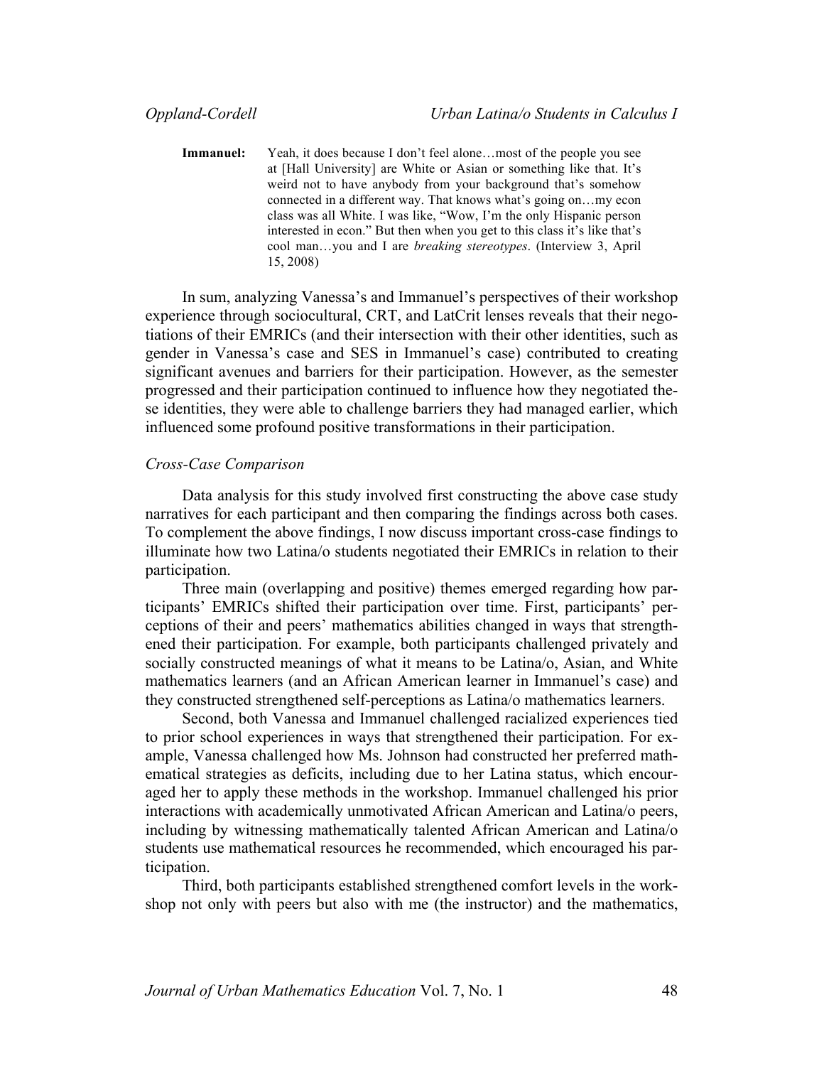**Immanuel:** Yeah, it does because I don't feel alone…most of the people you see at [Hall University] are White or Asian or something like that. It's weird not to have anybody from your background that's somehow connected in a different way. That knows what's going on…my econ class was all White. I was like, "Wow, I'm the only Hispanic person interested in econ." But then when you get to this class it's like that's cool man…you and I are *breaking stereotypes*. (Interview 3, April 15, 2008)

In sum, analyzing Vanessa's and Immanuel's perspectives of their workshop experience through sociocultural, CRT, and LatCrit lenses reveals that their negotiations of their EMRICs (and their intersection with their other identities, such as gender in Vanessa's case and SES in Immanuel's case) contributed to creating significant avenues and barriers for their participation. However, as the semester progressed and their participation continued to influence how they negotiated these identities, they were able to challenge barriers they had managed earlier, which influenced some profound positive transformations in their participation.

### *Cross-Case Comparison*

Data analysis for this study involved first constructing the above case study narratives for each participant and then comparing the findings across both cases. To complement the above findings, I now discuss important cross-case findings to illuminate how two Latina/o students negotiated their EMRICs in relation to their participation.

Three main (overlapping and positive) themes emerged regarding how participants' EMRICs shifted their participation over time. First, participants' perceptions of their and peers' mathematics abilities changed in ways that strengthened their participation. For example, both participants challenged privately and socially constructed meanings of what it means to be Latina/o, Asian, and White mathematics learners (and an African American learner in Immanuel's case) and they constructed strengthened self-perceptions as Latina/o mathematics learners.

Second, both Vanessa and Immanuel challenged racialized experiences tied to prior school experiences in ways that strengthened their participation. For example, Vanessa challenged how Ms. Johnson had constructed her preferred mathematical strategies as deficits, including due to her Latina status, which encouraged her to apply these methods in the workshop. Immanuel challenged his prior interactions with academically unmotivated African American and Latina/o peers, including by witnessing mathematically talented African American and Latina/o students use mathematical resources he recommended, which encouraged his participation.

Third, both participants established strengthened comfort levels in the workshop not only with peers but also with me (the instructor) and the mathematics,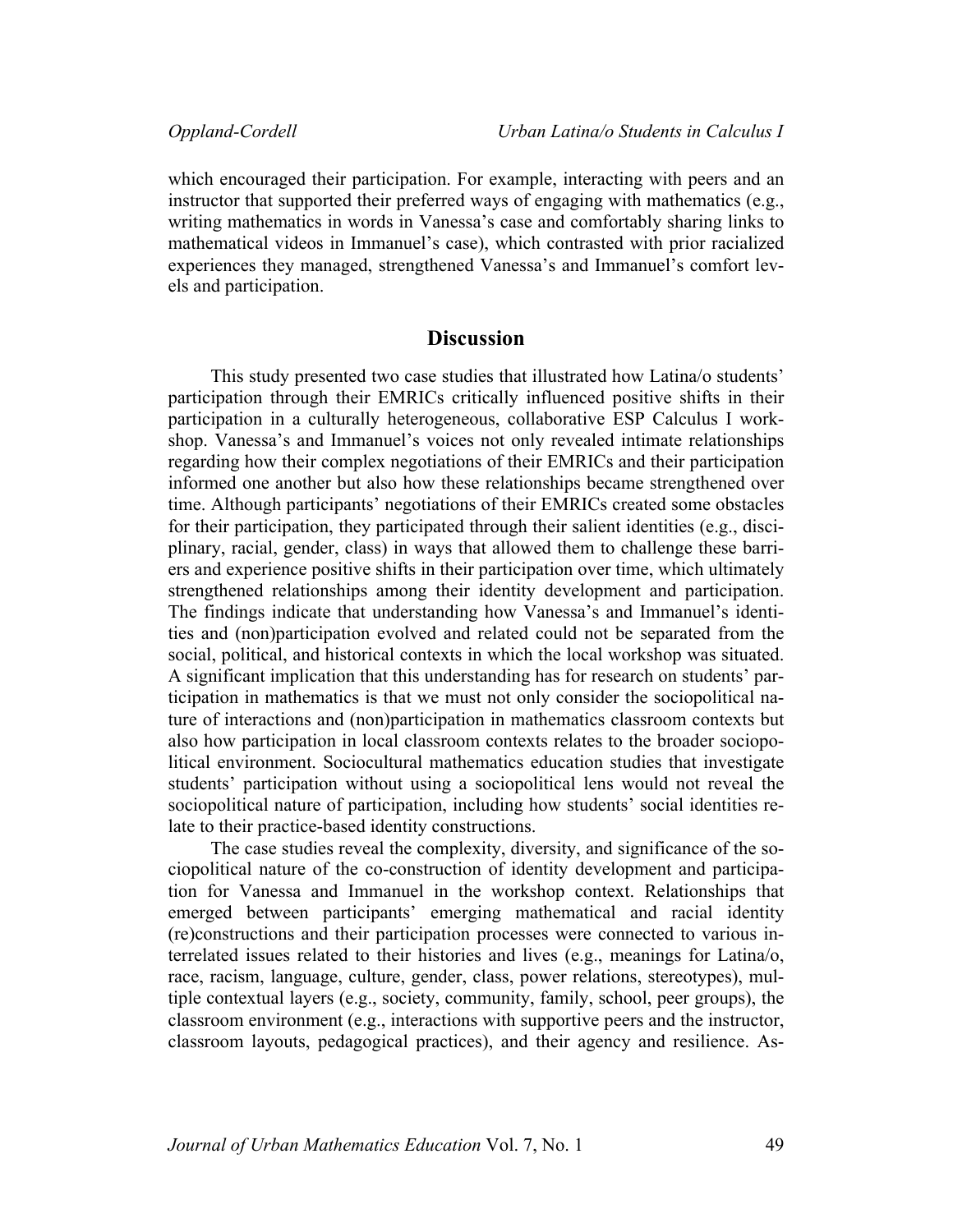which encouraged their participation. For example, interacting with peers and an instructor that supported their preferred ways of engaging with mathematics (e.g., writing mathematics in words in Vanessa's case and comfortably sharing links to mathematical videos in Immanuel's case), which contrasted with prior racialized experiences they managed, strengthened Vanessa's and Immanuel's comfort levels and participation.

## Discussion

This study presented two case studies that illustrated how Latina/o students' participation through their EMRICs critically influenced positive shifts in their participation in a culturally heterogeneous, collaborative ESP Calculus I workshop. Vanessa's and Immanuel's voices not only revealed intimate relationships regarding how their complex negotiations of their EMRICs and their participation informed one another but also how these relationships became strengthened over time. Although participants' negotiations of their EMRICs created some obstacles for their participation, they participated through their salient identities (e.g., disciplinary, racial, gender, class) in ways that allowed them to challenge these barriers and experience positive shifts in their participation over time, which ultimately strengthened relationships among their identity development and participation. The findings indicate that understanding how Vanessa's and Immanuel's identities and (non)participation evolved and related could not be separated from the social, political, and historical contexts in which the local workshop was situated. A significant implication that this understanding has for research on students' participation in mathematics is that we must not only consider the sociopolitical nature of interactions and (non)participation in mathematics classroom contexts but also how participation in local classroom contexts relates to the broader sociopolitical environment. Sociocultural mathematics education studies that investigate students' participation without using a sociopolitical lens would not reveal the sociopolitical nature of participation, including how students' social identities relate to their practice-based identity constructions.

The case studies reveal the complexity, diversity, and significance of the sociopolitical nature of the co-construction of identity development and participation for Vanessa and Immanuel in the workshop context. Relationships that emerged between participants' emerging mathematical and racial identity (re)constructions and their participation processes were connected to various interrelated issues related to their histories and lives (e.g., meanings for Latina/o, race, racism, language, culture, gender, class, power relations, stereotypes), multiple contextual layers (e.g., society, community, family, school, peer groups), the classroom environment (e.g., interactions with supportive peers and the instructor, classroom layouts, pedagogical practices), and their agency and resilience. As-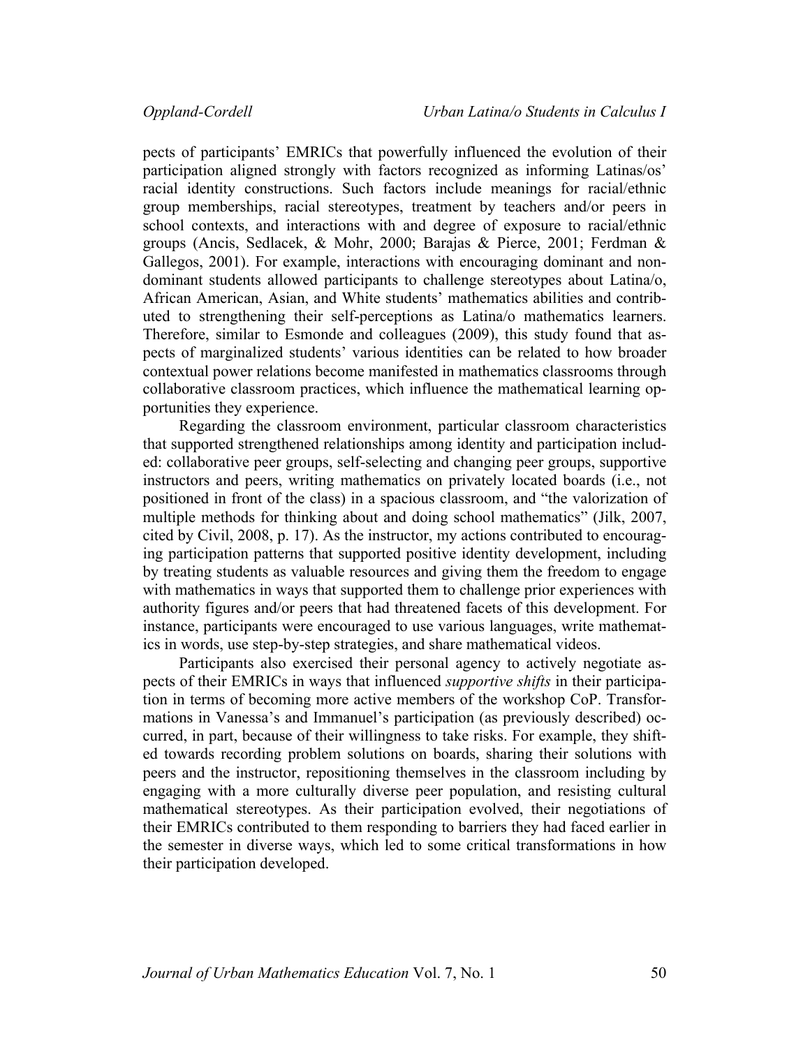pects of participants' EMRICs that powerfully influenced the evolution of their participation aligned strongly with factors recognized as informing Latinas/os' racial identity constructions. Such factors include meanings for racial/ethnic group memberships, racial stereotypes, treatment by teachers and/or peers in school contexts, and interactions with and degree of exposure to racial/ethnic groups (Ancis, Sedlacek, & Mohr, 2000; Barajas & Pierce, 2001; Ferdman & Gallegos, 2001). For example, interactions with encouraging dominant and non-dominant students allowed participants to challenge stereotypes about Latina/o, African American, Asian, and White students' mathematics abilities and contributed to strengthening their self-perceptions as Latina/o mathematics learners. Therefore, similar to Esmonde and colleagues (2009), this study found that aspects of marginalized students' various identities can be related to how broader contextual power relations become manifested in mathematics classrooms through collaborative classroom practices, which influence the mathematical learning opportunities they experience.

Regarding the classroom environment, particular classroom characteristics that supported strengthened relationships among identity and participation included: collaborative peer groups, self-selecting and changing peer groups, supportive instructors and peers, writing mathematics on privately located boards (i.e., not positioned in front of the class) in a spacious classroom, and "the valorization of multiple methods for thinking about and doing school mathematics" (Jilk, 2007, cited by Civil, 2008, p. 17). As the instructor, my actions contributed to encouraging participation patterns that supported positive identity development, including by treating students as valuable resources and giving them the freedom to engage with mathematics in ways that supported them to challenge prior experiences with authority figures and/or peers that had threatened facets of this development. For instance, participants were encouraged to use various languages, write mathematics in words, use step-by-step strategies, and share mathematical videos.

Participants also exercised their personal agency to actively negotiate aspects of their EMRICs in ways that influenced *supportive shifts* in their participation in terms of becoming more active members of the workshop CoP. Transformations in Vanessa's and Immanuel's participation (as previously described) occurred, in part, because of their willingness to take risks. For example, they shifted towards recording problem solutions on boards, sharing their solutions with peers and the instructor, repositioning themselves in the classroom including by engaging with a more culturally diverse peer population, and resisting cultural mathematical stereotypes. As their participation evolved, their negotiations of their EMRICs contributed to them responding to barriers they had faced earlier in the semester in diverse ways, which led to some critical transformations in how their participation developed.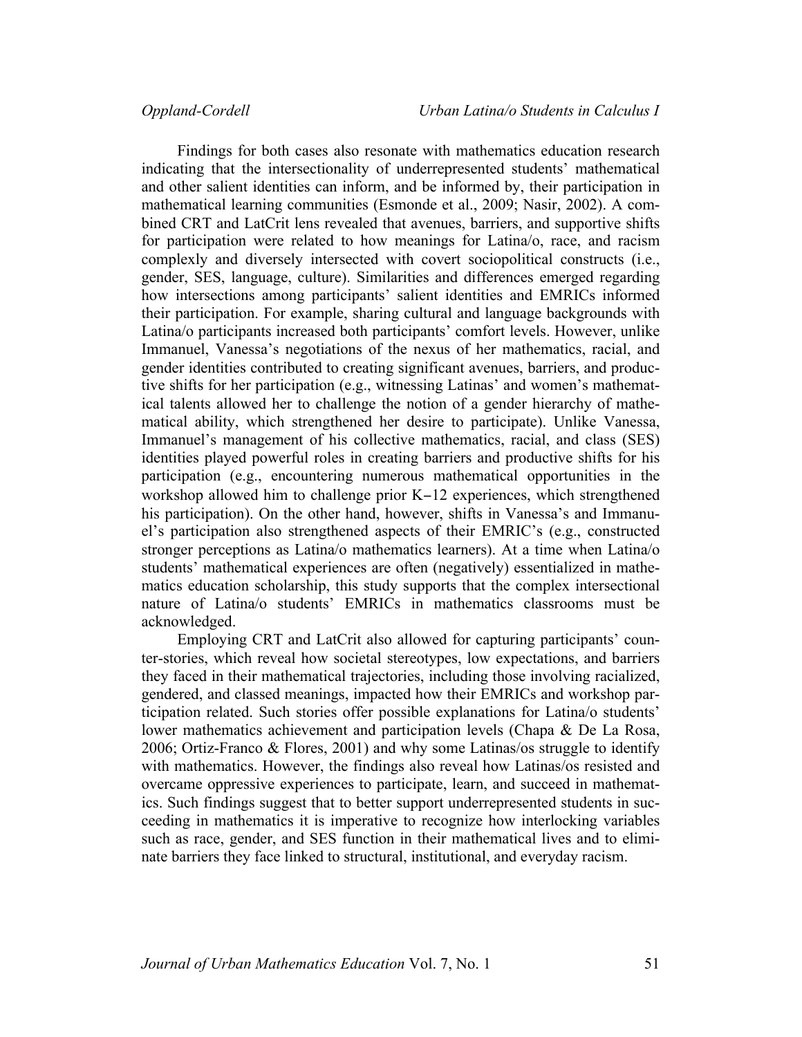Findings for both cases also resonate with mathematics education research indicating that the intersectionality of underrepresented students' mathematical and other salient identities can inform, and be informed by, their participation in mathematical learning communities (Esmonde et al., 2009; Nasir, 2002). A combined CRT and LatCrit lens revealed that avenues, barriers, and supportive shifts for participation were related to how meanings for Latina/o, race, and racism complexly and diversely intersected with covert sociopolitical constructs (i.e., gender, SES, language, culture). Similarities and differences emerged regarding how intersections among participants' salient identities and EMRICs informed their participation. For example, sharing cultural and language backgrounds with Latina/o participants increased both participants' comfort levels. However, unlike Immanuel, Vanessa's negotiations of the nexus of her mathematics, racial, and gender identities contributed to creating significant avenues, barriers, and productive shifts for her participation (e.g., witnessing Latinas' and women's mathematical talents allowed her to challenge the notion of a gender hierarchy of mathematical ability, which strengthened her desire to participate). Unlike Vanessa, Immanuel's management of his collective mathematics, racial, and class (SES) identities played powerful roles in creating barriers and productive shifts for his participation (e.g., encountering numerous mathematical opportunities in the workshop allowed him to challenge prior K–12 experiences, which strengthened his participation). On the other hand, however, shifts in Vanessa's and Immanuel's participation also strengthened aspects of their EMRIC's (e.g., constructed stronger perceptions as Latina/o mathematics learners). At a time when Latina/o students' mathematical experiences are often (negatively) essentialized in mathematics education scholarship, this study supports that the complex intersectional nature of Latina/o students' EMRICs in mathematics classrooms must be acknowledged.

Employing CRT and LatCrit also allowed for capturing participants' counter-stories, which reveal how societal stereotypes, low expectations, and barriers they faced in their mathematical trajectories, including those involving racialized, gendered, and classed meanings, impacted how their EMRICs and workshop participation related. Such stories offer possible explanations for Latina/o students' lower mathematics achievement and participation levels (Chapa & De La Rosa, 2006; Ortiz-Franco & Flores, 2001) and why some Latinas/os struggle to identify with mathematics. However, the findings also reveal how Latinas/os resisted and overcame oppressive experiences to participate, learn, and succeed in mathematics. Such findings suggest that to better support underrepresented students in succeeding in mathematics it is imperative to recognize how interlocking variables such as race, gender, and SES function in their mathematical lives and to eliminate barriers they face linked to structural, institutional, and everyday racism.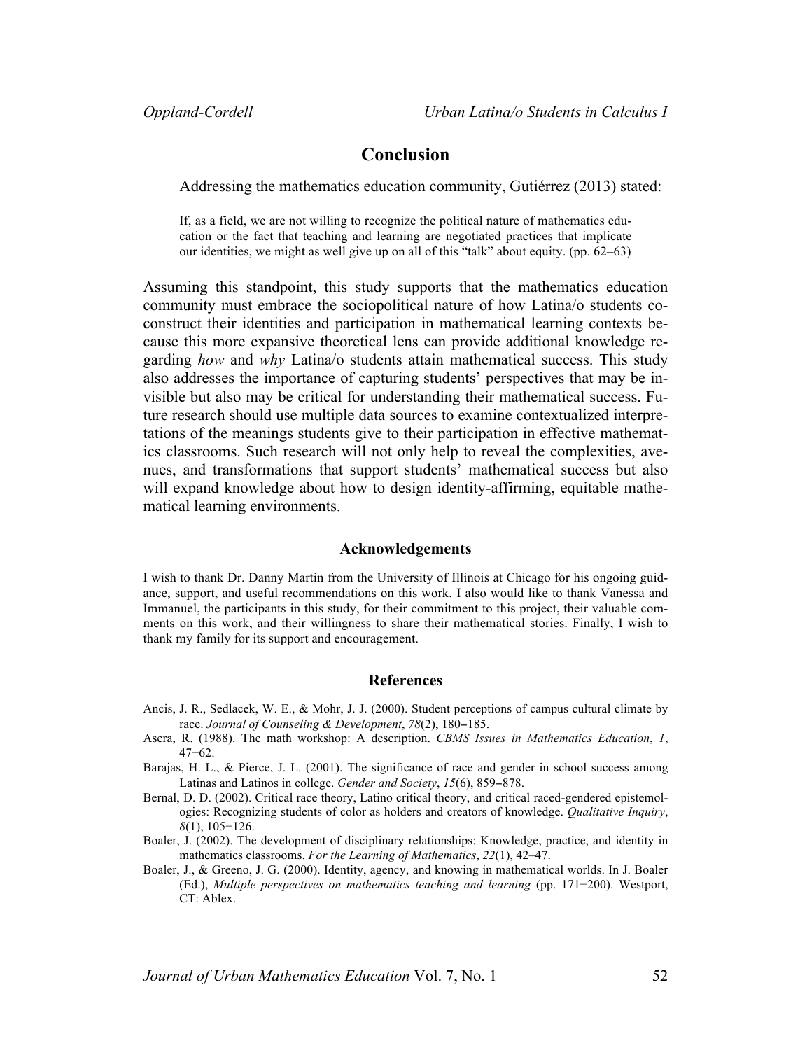## Conclusion

Addressing the mathematics education community, Gutiérrez (2013) stated:

> If, as a field, we are not willing to recognize the political nature of mathematics education or the fact that teaching and learning are negotiated practices that implicate our identities, we might as well give up on all of this "talk" about equity. (pp. 62–63)

Assuming this standpoint, this study supports that the mathematics education community must embrace the sociopolitical nature of how Latina/o students co-construct their identities and participation in mathematical learning contexts because this more expansive theoretical lens can provide additional knowledge regarding *how* and *why* Latina/o students attain mathematical success. This study also addresses the importance of capturing students' perspectives that may be invisible but also may be critical for understanding their mathematical success. Future research should use multiple data sources to examine contextualized interpretations of the meanings students give to their participation in effective mathematics classrooms. Such research will not only help to reveal the complexities, avenues, and transformations that support students' mathematical success but also will expand knowledge about how to design identity-affirming, equitable mathematical learning environments.

### Acknowledgements

I wish to thank Dr. Danny Martin from the University of Illinois at Chicago for his ongoing guidance, support, and useful recommendations on this work. I also would like to thank Vanessa and Immanuel, the participants in this study, for their commitment to this project, their valuable comments on this work, and their willingness to share their mathematical stories. Finally, I wish to thank my family for its support and encouragement.

### References

Ancis, J. R., Sedlacek, W. E., & Mohr, J. J. (2000). Student perceptions of campus cultural climate by race. *Journal of Counseling & Development*, *78*(2), 180–185.

Asera, R. (1988). The math workshop: A description. *CBMS Issues in Mathematics Education*, *1*, 47–62.

Barajas, H. L., & Pierce, J. L. (2001). The significance of race and gender in school success among Latinas and Latinos in college. *Gender and Society*, *15*(6), 859–878.

Bernal, D. D. (2002). Critical race theory, Latino critical theory, and critical raced-gendered epistemologies: Recognizing students of color as holders and creators of knowledge. *Qualitative Inquiry*, *8*(1), 105–126.

Boaler, J. (2002). The development of disciplinary relationships: Knowledge, practice, and identity in mathematics classrooms. *For the Learning of Mathematics*, *22*(1), 42–47.

Boaler, J., & Greeno, J. G. (2000). Identity, agency, and knowing in mathematical worlds. In J. Boaler (Ed.), *Multiple perspectives on mathematics teaching and learning* (pp. 171–200). Westport, CT: Ablex.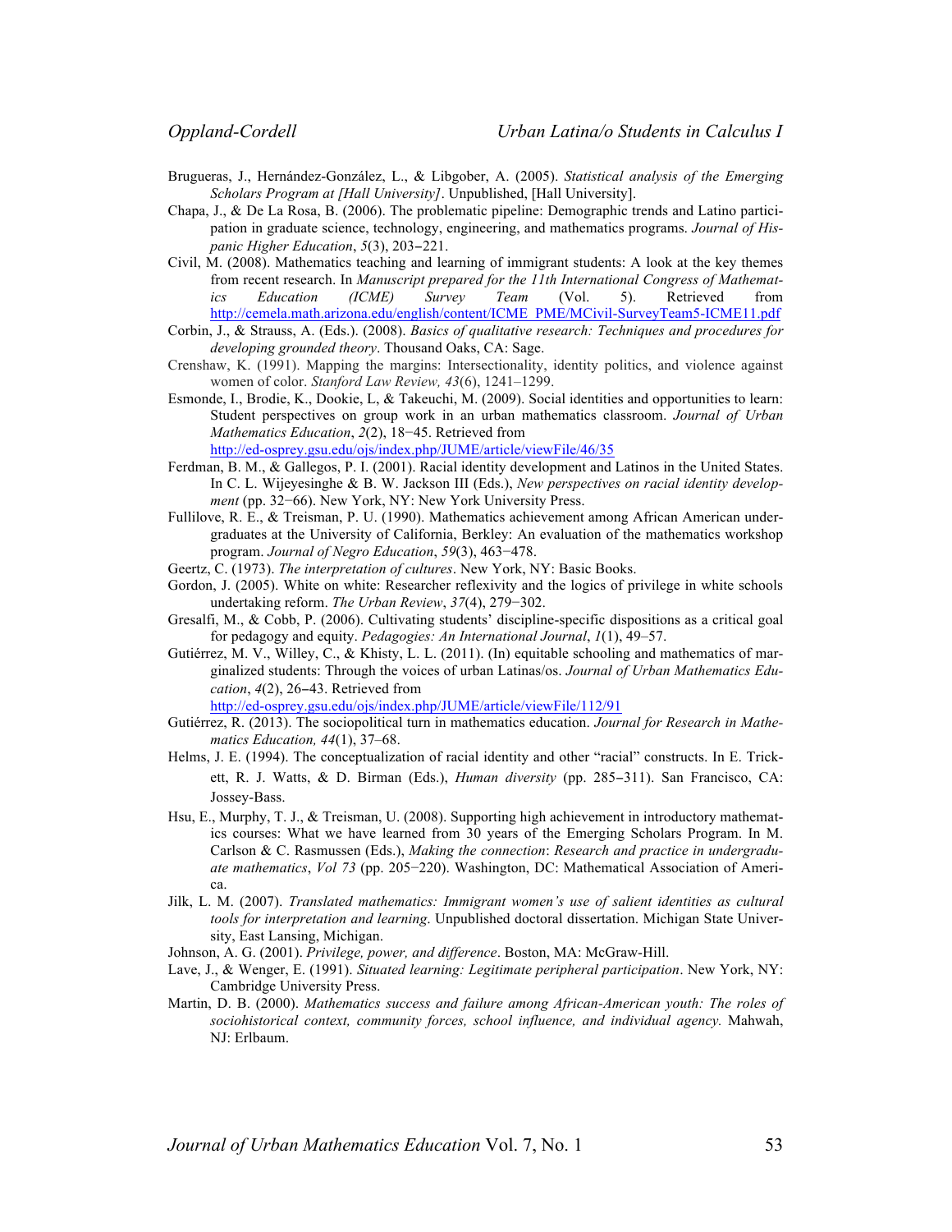Brugueras, J., Hernández-González, L., & Libgober, A. (2005). *Statistical analysis of the Emerging Scholars Program at [Hall University]*. Unpublished, [Hall University].

Chapa, J., & De La Rosa, B. (2006). The problematic pipeline: Demographic trends and Latino participation in graduate science, technology, engineering, and mathematics programs. *Journal of Hispanic Higher Education*, *5*(3), 203–221.

Civil, M. (2008). Mathematics teaching and learning of immigrant students: A look at the key themes from recent research. In *Manuscript prepared for the 11th International Congress of Mathematics Education (ICME) Survey Team* (Vol. 5). Retrieved from http://cemela.math.arizona.edu/english/content/ICME_PME/MCivil-SurveyTeam5-ICME11.pdf

Corbin, J., & Strauss, A. (Eds.). (2008). *Basics of qualitative research: Techniques and procedures for developing grounded theory*. Thousand Oaks, CA: Sage.

Crenshaw, K. (1991). Mapping the margins: Intersectionality, identity politics, and violence against women of color. *Stanford Law Review, 43*(6), 1241–1299.

Esmonde, I., Brodie, K., Dookie, L, & Takeuchi, M. (2009). Social identities and opportunities to learn: Student perspectives on group work in an urban mathematics classroom. *Journal of Urban Mathematics Education*, *2*(2), 18−45. Retrieved from http://ed-osprey.gsu.edu/ojs/index.php/JUME/article/viewFile/46/35

Ferdman, B. M., & Gallegos, P. I. (2001). Racial identity development and Latinos in the United States. In C. L. Wijeyesinghe & B. W. Jackson III (Eds.), *New perspectives on racial identity development* (pp. 32−66). New York, NY: New York University Press.

Fullilove, R. E., & Treisman, P. U. (1990). Mathematics achievement among African American undergraduates at the University of California, Berkley: An evaluation of the mathematics workshop program. *Journal of Negro Education*, *59*(3), 463−478.

Geertz, C. (1973). *The interpretation of cultures*. New York, NY: Basic Books.

Gordon, J. (2005). White on white: Researcher reflexivity and the logics of privilege in white schools undertaking reform. *The Urban Review*, *37*(4), 279−302.

Gresalfi, M., & Cobb, P. (2006). Cultivating students' discipline-specific dispositions as a critical goal for pedagogy and equity. *Pedagogies: An International Journal*, *1*(1), 49–57.

Gutiérrez, M. V., Willey, C., & Khisty, L. L. (2011). (In) equitable schooling and mathematics of marginalized students: Through the voices of urban Latinas/os. *Journal of Urban Mathematics Education*, *4*(2), 26–43. Retrieved from http://ed-osprey.gsu.edu/ojs/index.php/JUME/article/viewFile/112/91

Gutiérrez, R. (2013). The sociopolitical turn in mathematics education. *Journal for Research in Mathematics Education, 44*(1), 37–68.

Helms, J. E. (1994). The conceptualization of racial identity and other "racial" constructs. In E. Trickett, R. J. Watts, & D. Birman (Eds.), *Human diversity* (pp. 285–311). San Francisco, CA: Jossey-Bass.

Hsu, E., Murphy, T. J., & Treisman, U. (2008). Supporting high achievement in introductory mathematics courses: What we have learned from 30 years of the Emerging Scholars Program. In M. Carlson & C. Rasmussen (Eds.), *Making the connection*: *Research and practice in undergraduate mathematics*, *Vol 73* (pp. 205−220). Washington, DC: Mathematical Association of America.

Jilk, L. M. (2007). *Translated mathematics: Immigrant women's use of salient identities as cultural tools for interpretation and learning*. Unpublished doctoral dissertation. Michigan State University, East Lansing, Michigan.

Johnson, A. G. (2001). *Privilege, power, and difference*. Boston, MA: McGraw-Hill.

Lave, J., & Wenger, E. (1991). *Situated learning: Legitimate peripheral participation*. New York, NY: Cambridge University Press.

Martin, D. B. (2000). *Mathematics success and failure among African-American youth: The roles of sociohistorical context, community forces, school influence, and individual agency.* Mahwah, NJ: Erlbaum.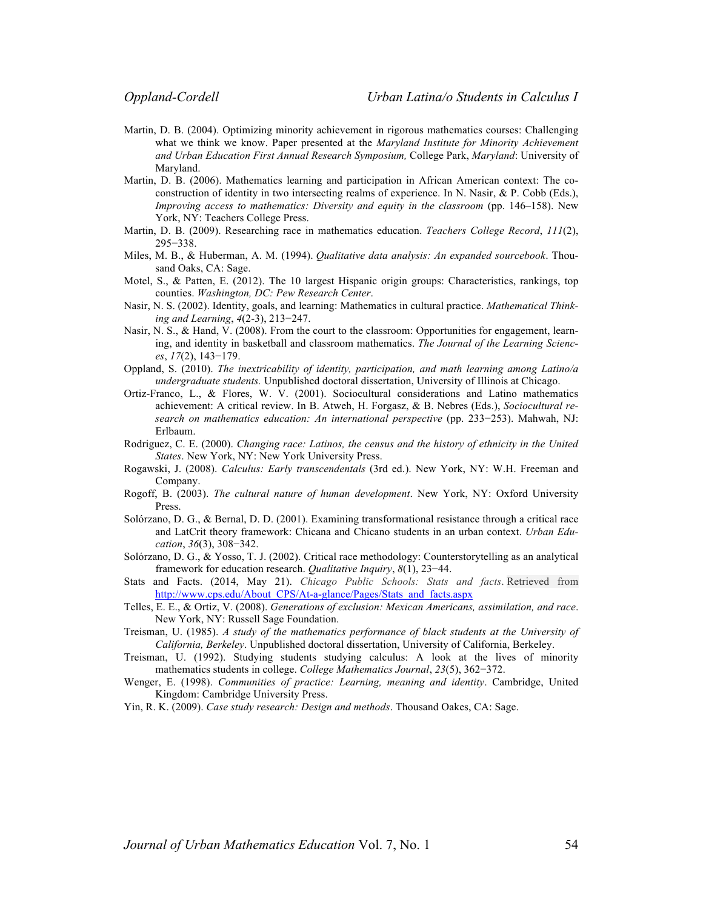Martin, D. B. (2004). Optimizing minority achievement in rigorous mathematics courses: Challenging what we think we know. Paper presented at the *Maryland Institute for Minority Achievement and Urban Education First Annual Research Symposium,* College Park, *Maryland*: University of Maryland.

Martin, D. B. (2006). Mathematics learning and participation in African American context: The co-construction of identity in two intersecting realms of experience. In N. Nasir, & P. Cobb (Eds.), *Improving access to mathematics: Diversity and equity in the classroom* (pp. 146–158). New York, NY: Teachers College Press.

Martin, D. B. (2009). Researching race in mathematics education. *Teachers College Record*, *111*(2), 295−338.

Miles, M. B., & Huberman, A. M. (1994). *Qualitative data analysis: An expanded sourcebook*. Thousand Oaks, CA: Sage.

Motel, S., & Patten, E. (2012). The 10 largest Hispanic origin groups: Characteristics, rankings, top counties. *Washington, DC: Pew Research Center*.

Nasir, N. S. (2002). Identity, goals, and learning: Mathematics in cultural practice. *Mathematical Thinking and Learning*, *4*(2-3), 213−247.

Nasir, N. S., & Hand, V. (2008). From the court to the classroom: Opportunities for engagement, learning, and identity in basketball and classroom mathematics. *The Journal of the Learning Sciences*, *17*(2), 143−179.

Oppland, S. (2010). *The inextricability of identity, participation, and math learning among Latino/a undergraduate students.* Unpublished doctoral dissertation, University of Illinois at Chicago.

Ortiz-Franco, L., & Flores, W. V. (2001). Sociocultural considerations and Latino mathematics achievement: A critical review. In B. Atweh, H. Forgasz, & B. Nebres (Eds.), *Sociocultural research on mathematics education: An international perspective* (pp. 233−253). Mahwah, NJ: Erlbaum.

Rodriguez, C. E. (2000). *Changing race: Latinos, the census and the history of ethnicity in the United States*. New York, NY: New York University Press.

Rogawski, J. (2008). *Calculus: Early transcendentals* (3rd ed.). New York, NY: W.H. Freeman and Company.

Rogoff, B. (2003). *The cultural nature of human development*. New York, NY: Oxford University Press.

Solórzano, D. G., & Bernal, D. D. (2001). Examining transformational resistance through a critical race and LatCrit theory framework: Chicana and Chicano students in an urban context. *Urban Education*, *36*(3), 308−342.

Solórzano, D. G., & Yosso, T. J. (2002). Critical race methodology: Counterstorytelling as an analytical framework for education research. *Qualitative Inquiry*, *8*(1), 23−44.

Stats and Facts. (2014, May 21). *Chicago Public Schools: Stats and facts*. Retrieved from http://www.cps.edu/About_CPS/At-a-glance/Pages/Stats_and_facts.aspx

Telles, E. E., & Ortiz, V. (2008). *Generations of exclusion: Mexican Americans, assimilation, and race*. New York, NY: Russell Sage Foundation.

Treisman, U. (1985). *A study of the mathematics performance of black students at the University of California, Berkeley*. Unpublished doctoral dissertation, University of California, Berkeley.

Treisman, U. (1992). Studying students studying calculus: A look at the lives of minority mathematics students in college. *College Mathematics Journal*, *23*(5), 362−372.

Wenger, E. (1998). *Communities of practice: Learning, meaning and identity*. Cambridge, United Kingdom: Cambridge University Press.

Yin, R. K. (2009). *Case study research: Design and methods*. Thousand Oakes, CA: Sage.